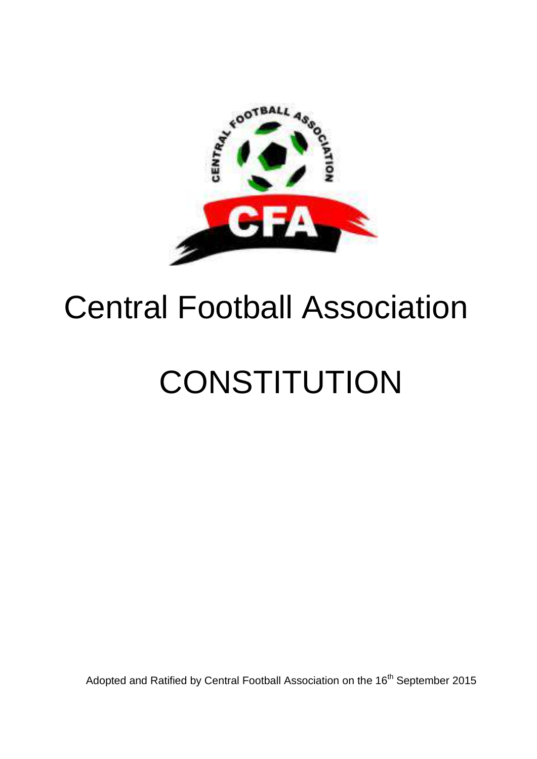# Central Football Association

# CONSTITUTION

Adopted and Ratified by Central Football Association on the 16th September 2015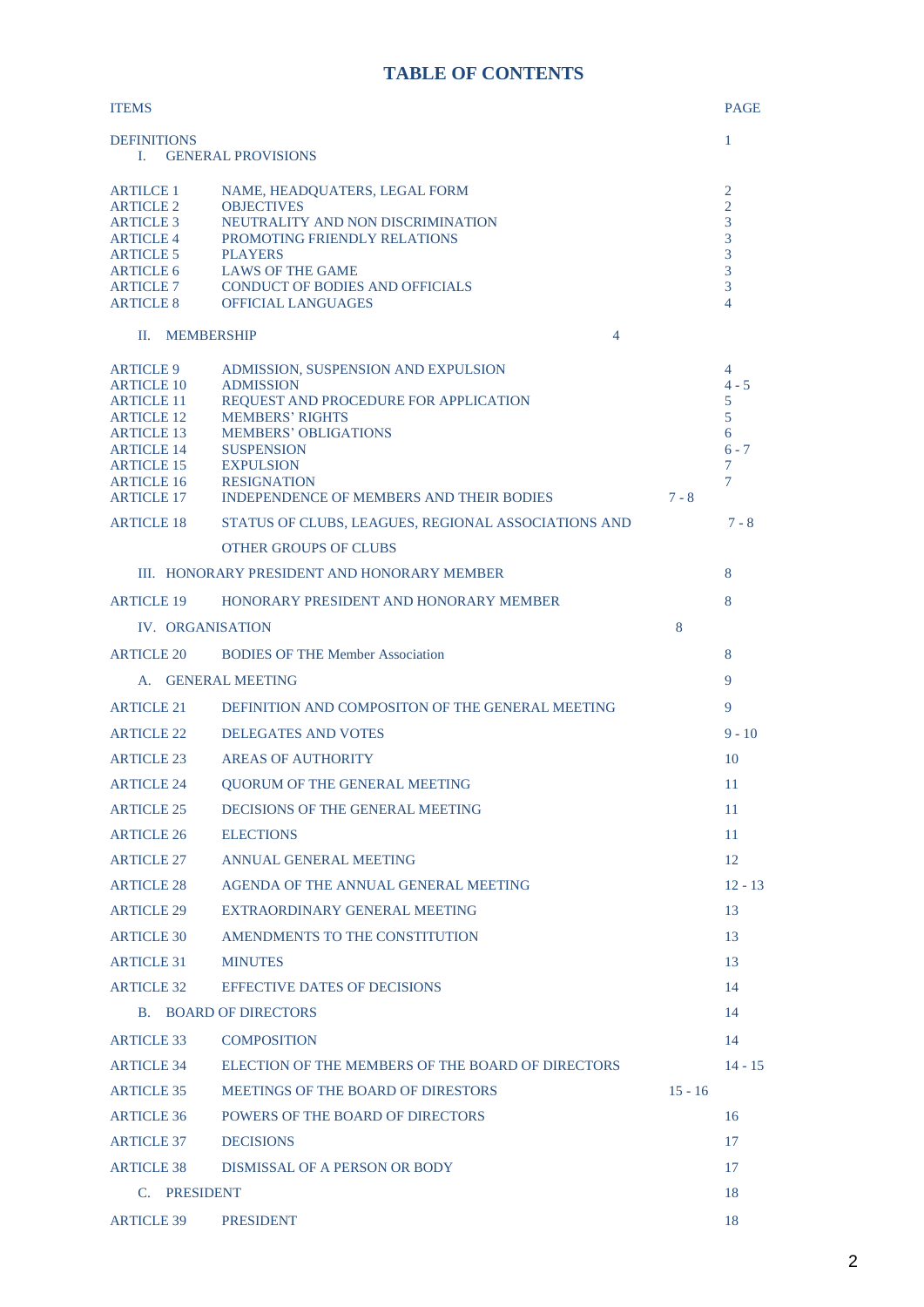# TABLE OF CONTENTS

| ITEMS | | PAGE |
|---|---|---|
| DEFINITIONS | | 1 |
| I. GENERAL PROVISIONS | | |
| ARTILCE 1 | NAME, HEADQUATERS, LEGAL FORM | 2 |
| ARTICLE 2 | OBJECTIVES | 2 |
| ARTICLE 3 | NEUTRALITY AND NON DISCRIMINATION | 3 |
| ARTICLE 4 | PROMOTING FRIENDLY RELATIONS | 3 |
| ARTICLE 5 | PLAYERS | 3 |
| ARTICLE 6 | LAWS OF THE GAME | 3 |
| ARTICLE 7 | CONDUCT OF BODIES AND OFFICIALS | 3 |
| ARTICLE 8 | OFFICIAL LANGUAGES | 4 |
| II. MEMBERSHIP | | 4 |
| ARTICLE 9 | ADMISSION, SUSPENSION AND EXPULSION | 4 |
| ARTICLE 10 | ADMISSION | 4 - 5 |
| ARTICLE 11 | REQUEST AND PROCEDURE FOR APPLICATION | 5 |
| ARTICLE 12 | MEMBERS' RIGHTS | 5 |
| ARTICLE 13 | MEMBERS' OBLIGATIONS | 6 |
| ARTICLE 14 | SUSPENSION | 6 - 7 |
| ARTICLE 15 | EXPULSION | 7 |
| ARTICLE 16 | RESIGNATION | 7 |
| ARTICLE 17 | INDEPENDENCE OF MEMBERS AND THEIR BODIES | 7 - 8 |
| ARTICLE 18 | STATUS OF CLUBS, LEAGUES, REGIONAL ASSOCIATIONS AND OTHER GROUPS OF CLUBS | 7 - 8 |
| III. HONORARY PRESIDENT AND HONORARY MEMBER | | 8 |
| ARTICLE 19 | HONORARY PRESIDENT AND HONORARY MEMBER | 8 |
| IV. ORGANISATION | | 8 |
| ARTICLE 20 | BODIES OF THE Member Association | 8 |
| A. GENERAL MEETING | | 9 |
| ARTICLE 21 | DEFINITION AND COMPOSITON OF THE GENERAL MEETING | 9 |
| ARTICLE 22 | DELEGATES AND VOTES | 9 - 10 |
| ARTICLE 23 | AREAS OF AUTHORITY | 10 |
| ARTICLE 24 | QUORUM OF THE GENERAL MEETING | 11 |
| ARTICLE 25 | DECISIONS OF THE GENERAL MEETING | 11 |
| ARTICLE 26 | ELECTIONS | 11 |
| ARTICLE 27 | ANNUAL GENERAL MEETING | 12 |
| ARTICLE 28 | AGENDA OF THE ANNUAL GENERAL MEETING | 12 - 13 |
| ARTICLE 29 | EXTRAORDINARY GENERAL MEETING | 13 |
| ARTICLE 30 | AMENDMENTS TO THE CONSTITUTION | 13 |
| ARTICLE 31 | MINUTES | 13 |
| ARTICLE 32 | EFFECTIVE DATES OF DECISIONS | 14 |
| B. BOARD OF DIRECTORS | | 14 |
| ARTICLE 33 | COMPOSITION | 14 |
| ARTICLE 34 | ELECTION OF THE MEMBERS OF THE BOARD OF DIRECTORS | 14 - 15 |
| ARTICLE 35 | MEETINGS OF THE BOARD OF DIRESTORS | 15 - 16 |
| ARTICLE 36 | POWERS OF THE BOARD OF DIRECTORS | 16 |
| ARTICLE 37 | DECISIONS | 17 |
| ARTICLE 38 | DISMISSAL OF A PERSON OR BODY | 17 |
| C. PRESIDENT | | 18 |
| ARTICLE 39 | PRESIDENT | 18 |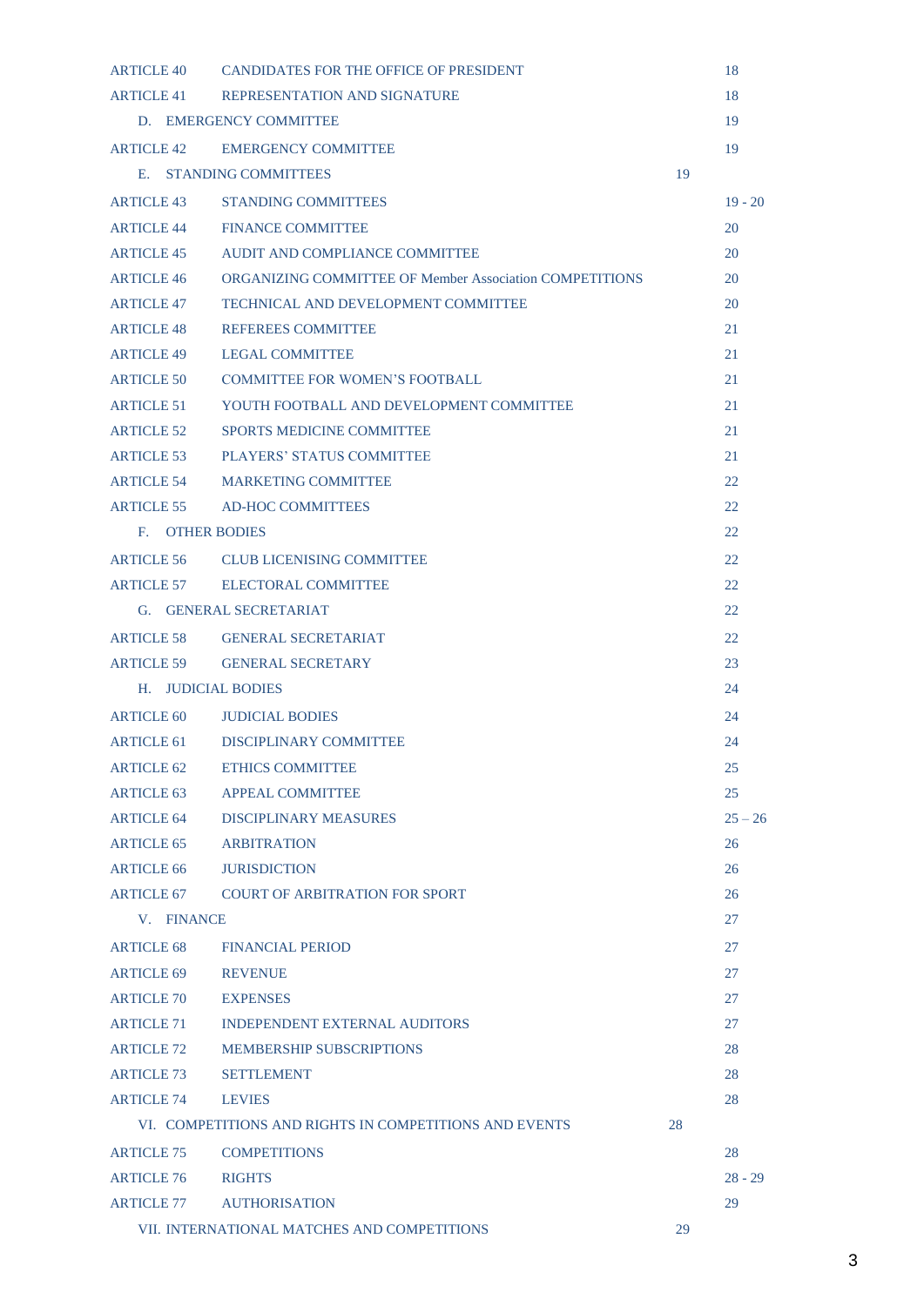| | | |
|---|---|---|
| ARTICLE 40 | CANDIDATES FOR THE OFFICE OF PRESIDENT | 18 |
| ARTICLE 41 | REPRESENTATION AND SIGNATURE | 18 |
| D. EMERGENCY COMMITTEE | | 19 |
| ARTICLE 42 | EMERGENCY COMMITTEE | 19 |
| E. STANDING COMMITTEES | | 19 |
| ARTICLE 43 | STANDING COMMITTEES | 19 - 20 |
| ARTICLE 44 | FINANCE COMMITTEE | 20 |
| ARTICLE 45 | AUDIT AND COMPLIANCE COMMITTEE | 20 |
| ARTICLE 46 | ORGANIZING COMMITTEE OF Member Association COMPETITIONS | 20 |
| ARTICLE 47 | TECHNICAL AND DEVELOPMENT COMMITTEE | 20 |
| ARTICLE 48 | REFEREES COMMITTEE | 21 |
| ARTICLE 49 | LEGAL COMMITTEE | 21 |
| ARTICLE 50 | COMMITTEE FOR WOMEN'S FOOTBALL | 21 |
| ARTICLE 51 | YOUTH FOOTBALL AND DEVELOPMENT COMMITTEE | 21 |
| ARTICLE 52 | SPORTS MEDICINE COMMITTEE | 21 |
| ARTICLE 53 | PLAYERS' STATUS COMMITTEE | 21 |
| ARTICLE 54 | MARKETING COMMITTEE | 22 |
| ARTICLE 55 | AD-HOC COMMITTEES | 22 |
| F. OTHER BODIES | | 22 |
| ARTICLE 56 | CLUB LICENISING COMMITTEE | 22 |
| ARTICLE 57 | ELECTORAL COMMITTEE | 22 |
| G. GENERAL SECRETARIAT | | 22 |
| ARTICLE 58 | GENERAL SECRETARIAT | 22 |
| ARTICLE 59 | GENERAL SECRETARY | 23 |
| H. JUDICIAL BODIES | | 24 |
| ARTICLE 60 | JUDICIAL BODIES | 24 |
| ARTICLE 61 | DISCIPLINARY COMMITTEE | 24 |
| ARTICLE 62 | ETHICS COMMITTEE | 25 |
| ARTICLE 63 | APPEAL COMMITTEE | 25 |
| ARTICLE 64 | DISCIPLINARY MEASURES | 25 – 26 |
| ARTICLE 65 | ARBITRATION | 26 |
| ARTICLE 66 | JURISDICTION | 26 |
| ARTICLE 67 | COURT OF ARBITRATION FOR SPORT | 26 |
| V. FINANCE | | 27 |
| ARTICLE 68 | FINANCIAL PERIOD | 27 |
| ARTICLE 69 | REVENUE | 27 |
| ARTICLE 70 | EXPENSES | 27 |
| ARTICLE 71 | INDEPENDENT EXTERNAL AUDITORS | 27 |
| ARTICLE 72 | MEMBERSHIP SUBSCRIPTIONS | 28 |
| ARTICLE 73 | SETTLEMENT | 28 |
| ARTICLE 74 | LEVIES | 28 |
| VI. COMPETITIONS AND RIGHTS IN COMPETITIONS AND EVENTS | | 28 |
| ARTICLE 75 | COMPETITIONS | 28 |
| ARTICLE 76 | RIGHTS | 28 - 29 |
| ARTICLE 77 | AUTHORISATION | 29 |
| VII. INTERNATIONAL MATCHES AND COMPETITIONS | | 29 |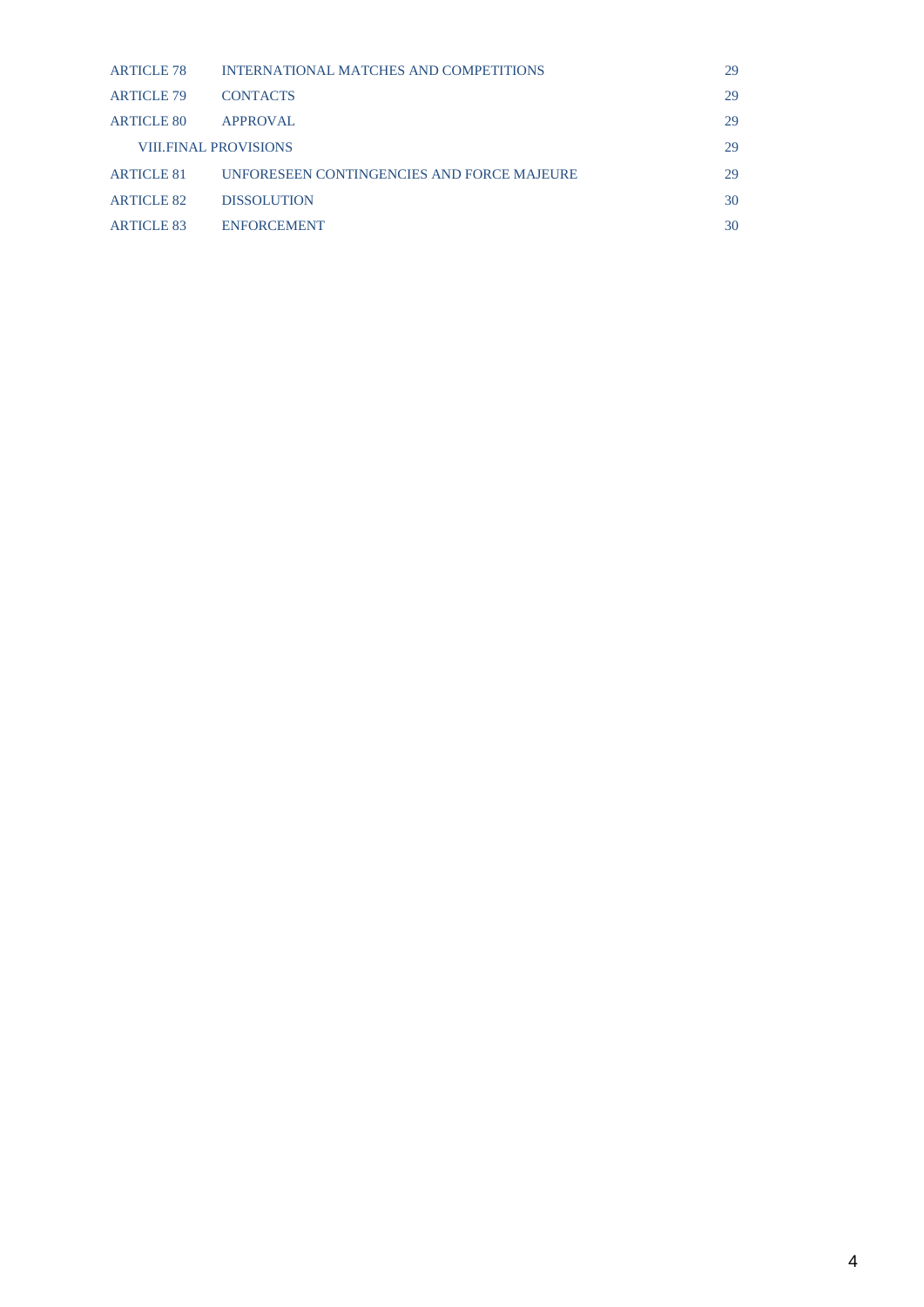| | | |
|---|---|---|
| ARTICLE 78 | INTERNATIONAL MATCHES AND COMPETITIONS | 29 |
| ARTICLE 79 | CONTACTS | 29 |
| ARTICLE 80 | APPROVAL | 29 |
| VIII.FINAL PROVISIONS | | 29 |
| ARTICLE 81 | UNFORESEEN CONTINGENCIES AND FORCE MAJEURE | 29 |
| ARTICLE 82 | DISSOLUTION | 30 |
| ARTICLE 83 | ENFORCEMENT | 30 |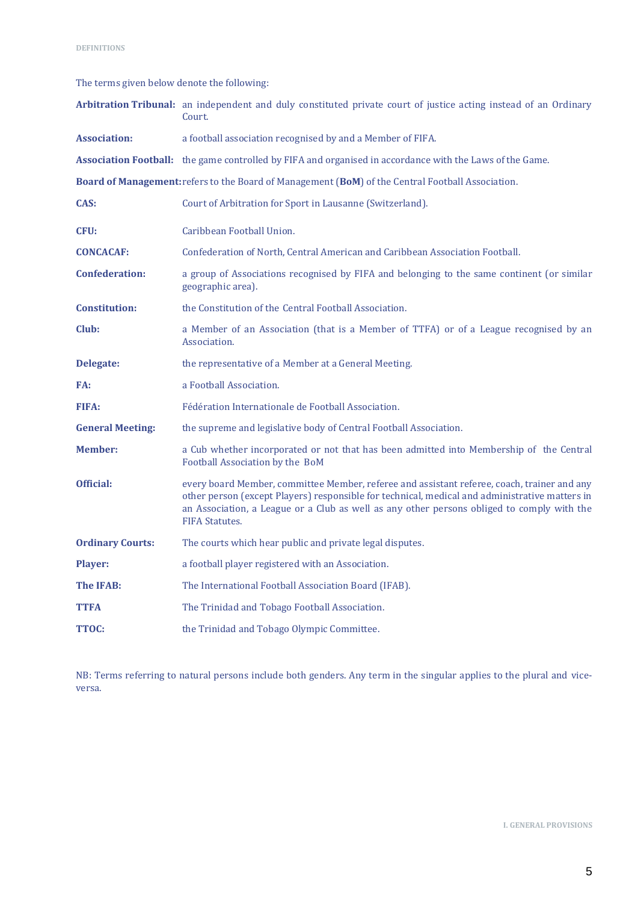# DEFINITIONS

The terms given below denote the following:

**Arbitration Tribunal:** an independent and duly constituted private court of justice acting instead of an Ordinary Court.

**Association:** a football association recognised by and a Member of FIFA.

**Association Football:** the game controlled by FIFA and organised in accordance with the Laws of the Game.

**Board of Management:** refers to the Board of Management (**BoM**) of the Central Football Association.

**CAS:** Court of Arbitration for Sport in Lausanne (Switzerland).

**CFU:** Caribbean Football Union.

**CONCACAF:** Confederation of North, Central American and Caribbean Association Football.

**Confederation:** a group of Associations recognised by FIFA and belonging to the same continent (or similar geographic area).

**Constitution:** the Constitution of the Central Football Association.

**Club:** a Member of an Association (that is a Member of TTFA) or of a League recognised by an Association.

**Delegate:** the representative of a Member at a General Meeting.

**FA:** a Football Association.

**FIFA:** Fédération Internationale de Football Association.

**General Meeting:** the supreme and legislative body of Central Football Association.

**Member:** a Cub whether incorporated or not that has been admitted into Membership of the Central Football Association by the BoM

**Official:** every board Member, committee Member, referee and assistant referee, coach, trainer and any other person (except Players) responsible for technical, medical and administrative matters in an Association, a League or a Club as well as any other persons obliged to comply with the FIFA Statutes.

**Ordinary Courts:** The courts which hear public and private legal disputes.

**Player:** a football player registered with an Association.

**The IFAB:** The International Football Association Board (IFAB).

**TTFA** The Trinidad and Tobago Football Association.

**TTOC:** the Trinidad and Tobago Olympic Committee.

NB: Terms referring to natural persons include both genders. Any term in the singular applies to the plural and vice-versa.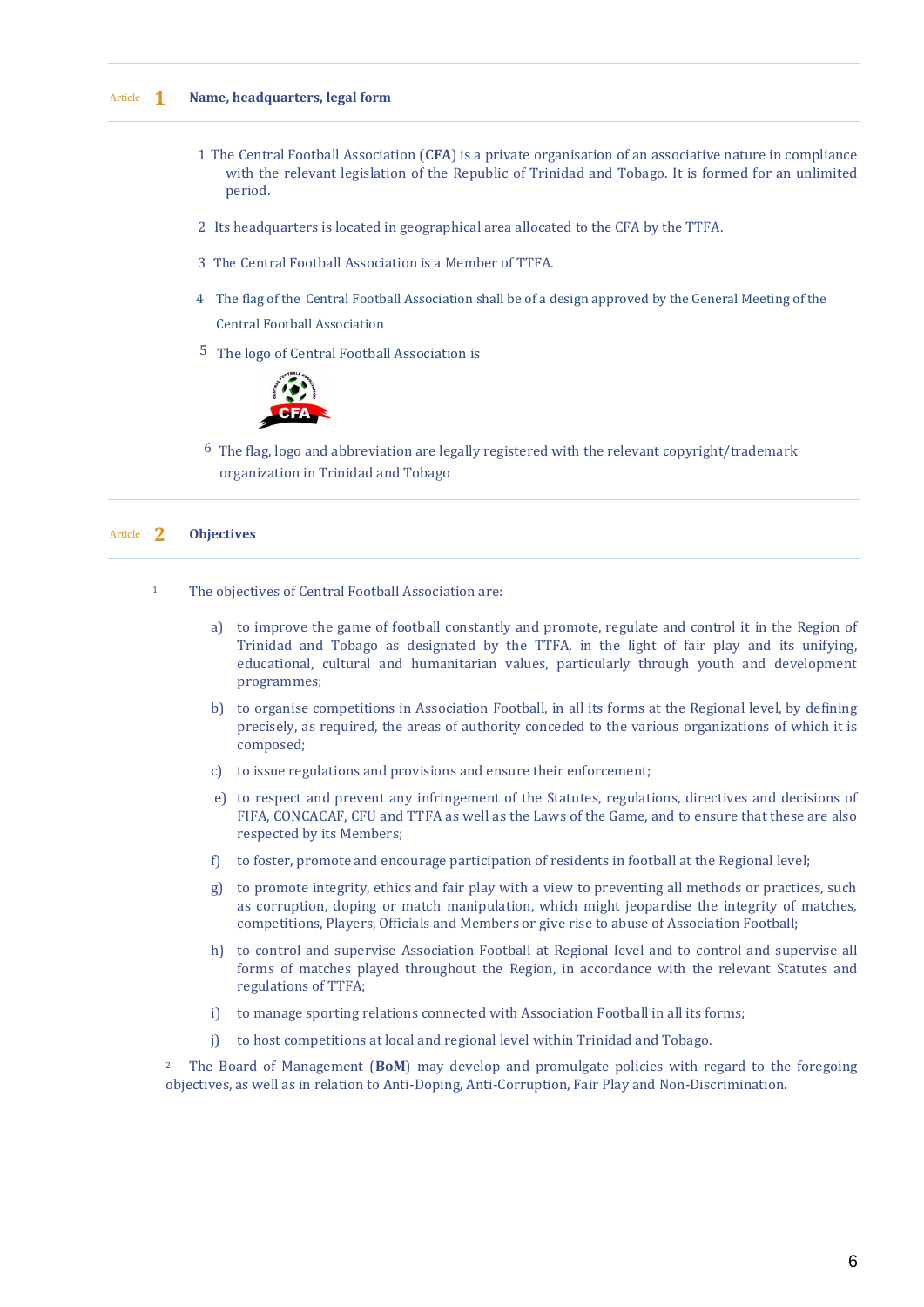## Article 1 Name, headquarters, legal form

1 The Central Football Association (**CFA**) is a private organisation of an associative nature in compliance with the relevant legislation of the Republic of Trinidad and Tobago. It is formed for an unlimited period.

2 Its headquarters is located in geographical area allocated to the CFA by the TTFA.

3 The Central Football Association is a Member of TTFA.

4 The flag of the Central Football Association shall be of a design approved by the General Meeting of the Central Football Association

5 The logo of Central Football Association is

6 The flag, logo and abbreviation are legally registered with the relevant copyright/trademark organization in Trinidad and Tobago

## Article 2 Objectives

1 The objectives of Central Football Association are:

a) to improve the game of football constantly and promote, regulate and control it in the Region of Trinidad and Tobago as designated by the TTFA, in the light of fair play and its unifying, educational, cultural and humanitarian values, particularly through youth and development programmes;

b) to organise competitions in Association Football, in all its forms at the Regional level, by defining precisely, as required, the areas of authority conceded to the various organizations of which it is composed;

c) to issue regulations and provisions and ensure their enforcement;

e) to respect and prevent any infringement of the Statutes, regulations, directives and decisions of FIFA, CONCACAF, CFU and TTFA as well as the Laws of the Game, and to ensure that these are also respected by its Members;

f) to foster, promote and encourage participation of residents in football at the Regional level;

g) to promote integrity, ethics and fair play with a view to preventing all methods or practices, such as corruption, doping or match manipulation, which might jeopardise the integrity of matches, competitions, Players, Officials and Members or give rise to abuse of Association Football;

h) to control and supervise Association Football at Regional level and to control and supervise all forms of matches played throughout the Region, in accordance with the relevant Statutes and regulations of TTFA;

i) to manage sporting relations connected with Association Football in all its forms;

j) to host competitions at local and regional level within Trinidad and Tobago.

2 The Board of Management (**BoM**) may develop and promulgate policies with regard to the foregoing objectives, as well as in relation to Anti-Doping, Anti-Corruption, Fair Play and Non-Discrimination.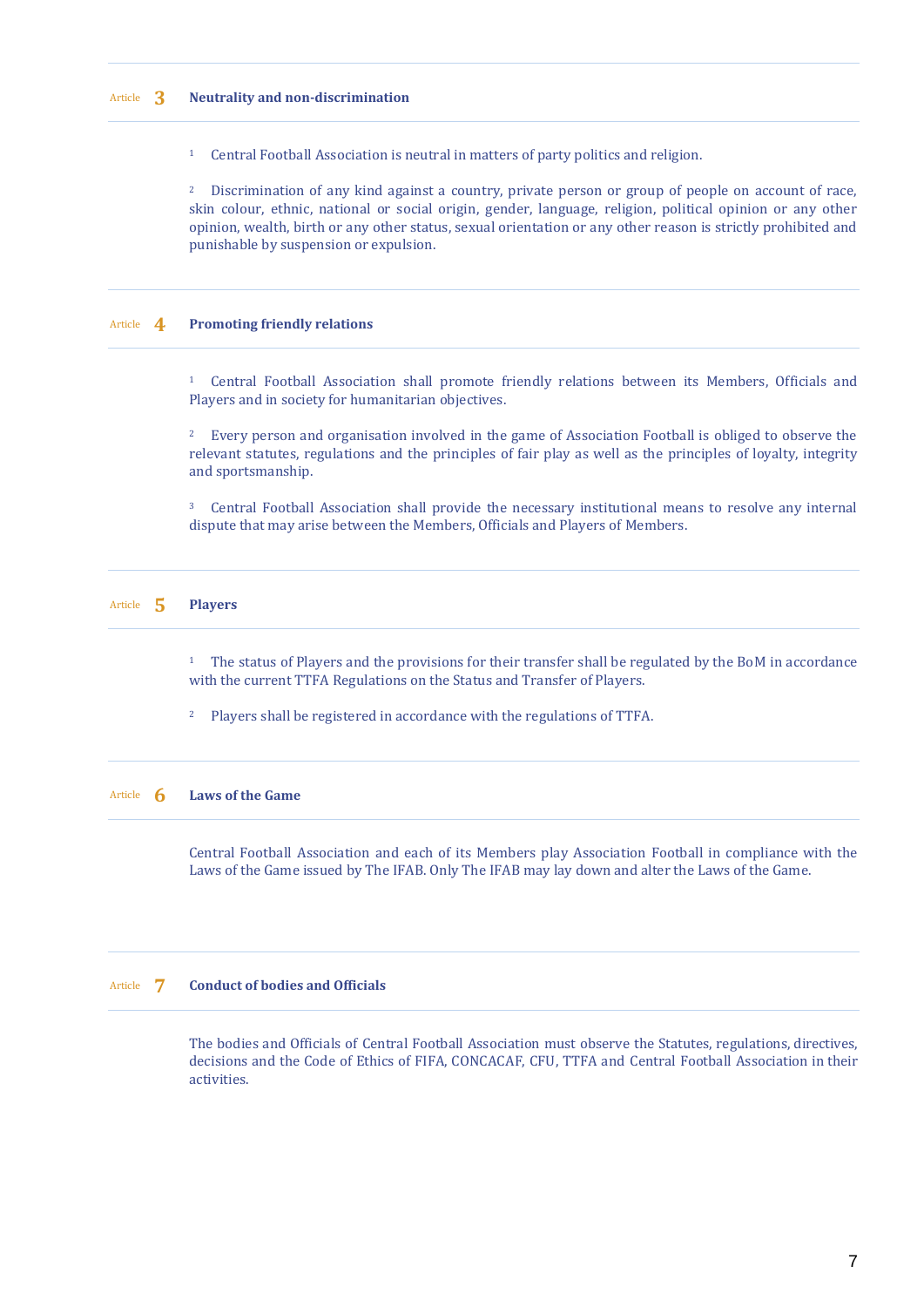## Article 3 Neutrality and non-discrimination

[1] Central Football Association is neutral in matters of party politics and religion.

[2] Discrimination of any kind against a country, private person or group of people on account of race, skin colour, ethnic, national or social origin, gender, language, religion, political opinion or any other opinion, wealth, birth or any other status, sexual orientation or any other reason is strictly prohibited and punishable by suspension or expulsion.

## Article 4 Promoting friendly relations

[1] Central Football Association shall promote friendly relations between its Members, Officials and Players and in society for humanitarian objectives.

[2] Every person and organisation involved in the game of Association Football is obliged to observe the relevant statutes, regulations and the principles of fair play as well as the principles of loyalty, integrity and sportsmanship.

[3] Central Football Association shall provide the necessary institutional means to resolve any internal dispute that may arise between the Members, Officials and Players of Members.

## Article 5 Players

[1] The status of Players and the provisions for their transfer shall be regulated by the BoM in accordance with the current TTFA Regulations on the Status and Transfer of Players.

[2] Players shall be registered in accordance with the regulations of TTFA.

## Article 6 Laws of the Game

Central Football Association and each of its Members play Association Football in compliance with the Laws of the Game issued by The IFAB. Only The IFAB may lay down and alter the Laws of the Game.

## Article 7 Conduct of bodies and Officials

The bodies and Officials of Central Football Association must observe the Statutes, regulations, directives, decisions and the Code of Ethics of FIFA, CONCACAF, CFU, TTFA and Central Football Association in their activities.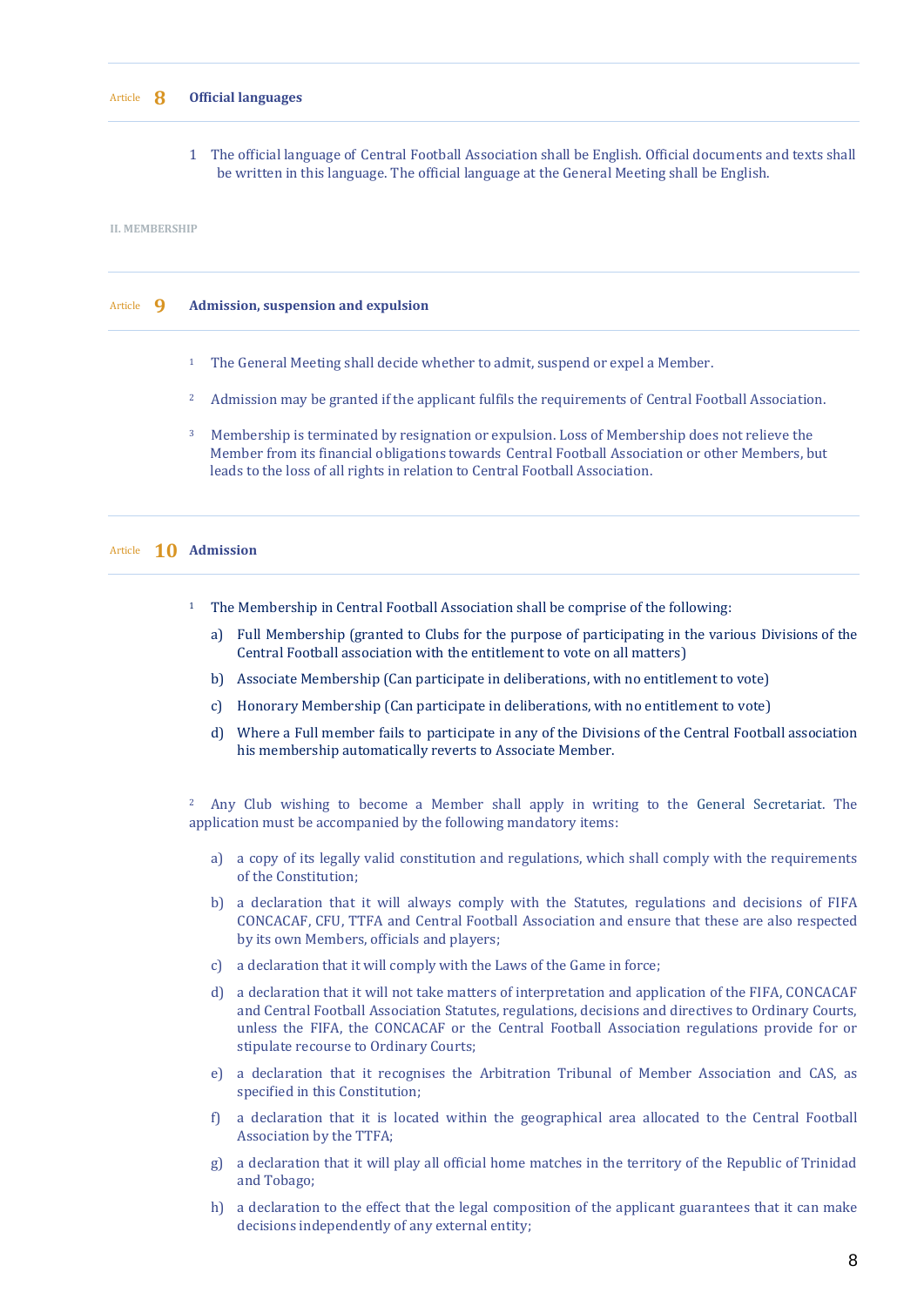### Article 8 Official languages

1 The official language of Central Football Association shall be English. Official documents and texts shall be written in this language. The official language at the General Meeting shall be English.

## II. MEMBERSHIP

### Article 9 Admission, suspension and expulsion

1 The General Meeting shall decide whether to admit, suspend or expel a Member.

2 Admission may be granted if the applicant fulfils the requirements of Central Football Association.

3 Membership is terminated by resignation or expulsion. Loss of Membership does not relieve the Member from its financial obligations towards Central Football Association or other Members, but leads to the loss of all rights in relation to Central Football Association.

### Article 10 Admission

1 The Membership in Central Football Association shall be comprise of the following:

a) Full Membership (granted to Clubs for the purpose of participating in the various Divisions of the Central Football association with the entitlement to vote on all matters)

b) Associate Membership (Can participate in deliberations, with no entitlement to vote)

c) Honorary Membership (Can participate in deliberations, with no entitlement to vote)

d) Where a Full member fails to participate in any of the Divisions of the Central Football association his membership automatically reverts to Associate Member.

2 Any Club wishing to become a Member shall apply in writing to the General Secretariat. The application must be accompanied by the following mandatory items:

a) a copy of its legally valid constitution and regulations, which shall comply with the requirements of the Constitution;

b) a declaration that it will always comply with the Statutes, regulations and decisions of FIFA CONCACAF, CFU, TTFA and Central Football Association and ensure that these are also respected by its own Members, officials and players;

c) a declaration that it will comply with the Laws of the Game in force;

d) a declaration that it will not take matters of interpretation and application of the FIFA, CONCACAF and Central Football Association Statutes, regulations, decisions and directives to Ordinary Courts, unless the FIFA, the CONCACAF or the Central Football Association regulations provide for or stipulate recourse to Ordinary Courts;

e) a declaration that it recognises the Arbitration Tribunal of Member Association and CAS, as specified in this Constitution;

f) a declaration that it is located within the geographical area allocated to the Central Football Association by the TTFA;

g) a declaration that it will play all official home matches in the territory of the Republic of Trinidad and Tobago;

h) a declaration to the effect that the legal composition of the applicant guarantees that it can make decisions independently of any external entity;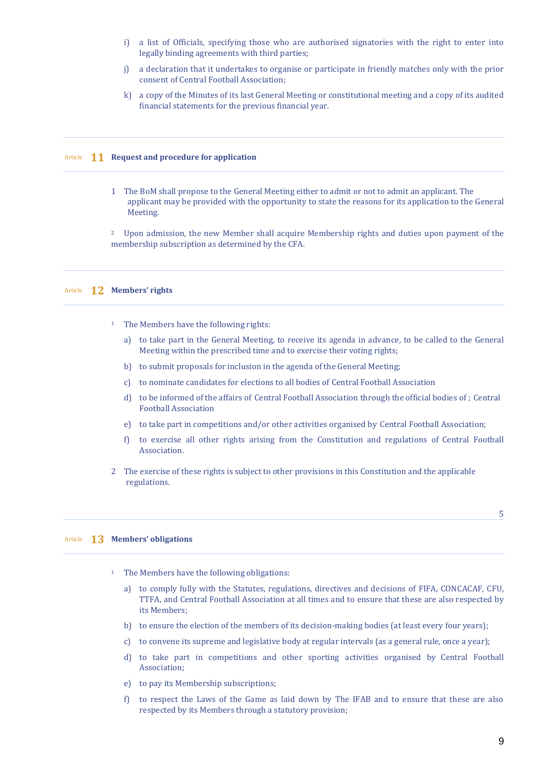i) a list of Officials, specifying those who are authorised signatories with the right to enter into legally binding agreements with third parties;

j) a declaration that it undertakes to organise or participate in friendly matches only with the prior consent of Central Football Association;

k) a copy of the Minutes of its last General Meeting or constitutional meeting and a copy of its audited financial statements for the previous financial year.

## Article 11 Request and procedure for application

1 The BoM shall propose to the General Meeting either to admit or not to admit an applicant. The applicant may be provided with the opportunity to state the reasons for its application to the General Meeting.

2 Upon admission, the new Member shall acquire Membership rights and duties upon payment of the membership subscription as determined by the CFA.

## Article 12 Members' rights

1 The Members have the following rights:

a) to take part in the General Meeting, to receive its agenda in advance, to be called to the General Meeting within the prescribed time and to exercise their voting rights;

b) to submit proposals for inclusion in the agenda of the General Meeting;

c) to nominate candidates for elections to all bodies of Central Football Association

d) to be informed of the affairs of Central Football Association through the official bodies of ; Central Football Association

e) to take part in competitions and/or other activities organised by Central Football Association;

f) to exercise all other rights arising from the Constitution and regulations of Central Football Association.

2 The exercise of these rights is subject to other provisions in this Constitution and the applicable regulations.

## Article 13 Members' obligations

1 The Members have the following obligations:

a) to comply fully with the Statutes, regulations, directives and decisions of FIFA, CONCACAF, CFU, TTFA, and Central Football Association at all times and to ensure that these are also respected by its Members;

b) to ensure the election of the members of its decision-making bodies (at least every four years);

c) to convene its supreme and legislative body at regular intervals (as a general rule, once a year);

d) to take part in competitions and other sporting activities organised by Central Football Association;

e) to pay its Membership subscriptions;

f) to respect the Laws of the Game as laid down by The IFAB and to ensure that these are also respected by its Members through a statutory provision;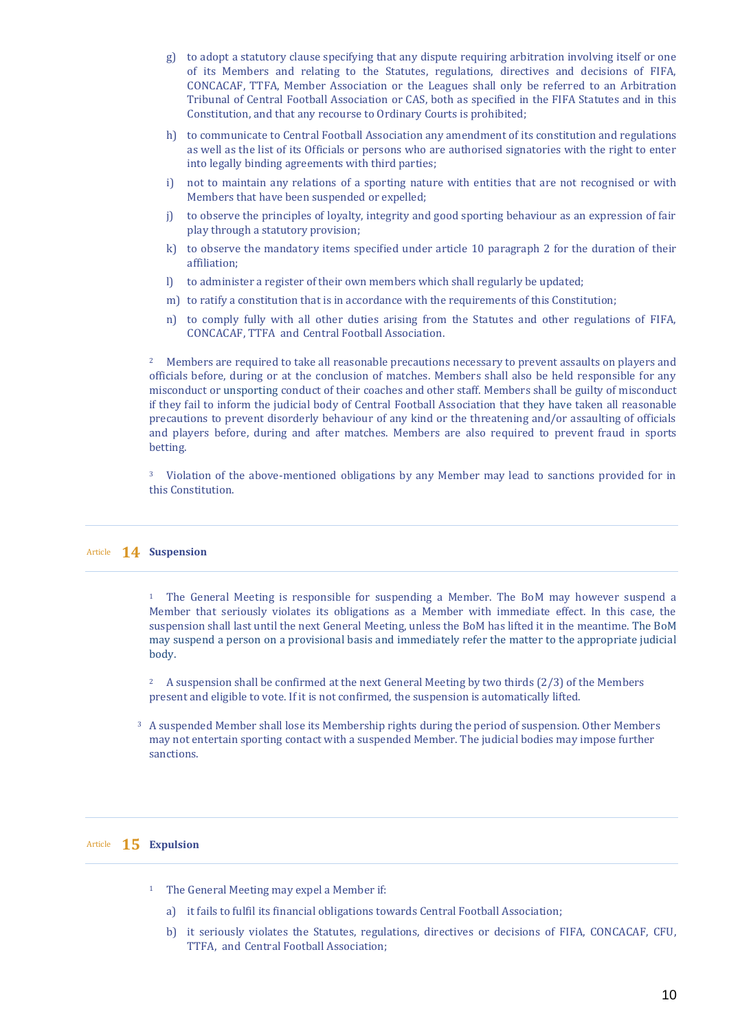g) to adopt a statutory clause specifying that any dispute requiring arbitration involving itself or one of its Members and relating to the Statutes, regulations, directives and decisions of FIFA, CONCACAF, TTFA, Member Association or the Leagues shall only be referred to an Arbitration Tribunal of Central Football Association or CAS, both as specified in the FIFA Statutes and in this Constitution, and that any recourse to Ordinary Courts is prohibited;

h) to communicate to Central Football Association any amendment of its constitution and regulations as well as the list of its Officials or persons who are authorised signatories with the right to enter into legally binding agreements with third parties;

i) not to maintain any relations of a sporting nature with entities that are not recognised or with Members that have been suspended or expelled;

j) to observe the principles of loyalty, integrity and good sporting behaviour as an expression of fair play through a statutory provision;

k) to observe the mandatory items specified under article 10 paragraph 2 for the duration of their affiliation;

l) to administer a register of their own members which shall regularly be updated;

m) to ratify a constitution that is in accordance with the requirements of this Constitution;

n) to comply fully with all other duties arising from the Statutes and other regulations of FIFA, CONCACAF, TTFA and Central Football Association.

2 Members are required to take all reasonable precautions necessary to prevent assaults on players and officials before, during or at the conclusion of matches. Members shall also be held responsible for any misconduct or unsporting conduct of their coaches and other staff. Members shall be guilty of misconduct if they fail to inform the judicial body of Central Football Association that they have taken all reasonable precautions to prevent disorderly behaviour of any kind or the threatening and/or assaulting of officials and players before, during and after matches. Members are also required to prevent fraud in sports betting.

3 Violation of the above-mentioned obligations by any Member may lead to sanctions provided for in this Constitution.

## Article 14 Suspension

1 The General Meeting is responsible for suspending a Member. The BoM may however suspend a Member that seriously violates its obligations as a Member with immediate effect. In this case, the suspension shall last until the next General Meeting, unless the BoM has lifted it in the meantime. The BoM may suspend a person on a provisional basis and immediately refer the matter to the appropriate judicial body.

2 A suspension shall be confirmed at the next General Meeting by two thirds (2/3) of the Members present and eligible to vote. If it is not confirmed, the suspension is automatically lifted.

3 A suspended Member shall lose its Membership rights during the period of suspension. Other Members may not entertain sporting contact with a suspended Member. The judicial bodies may impose further sanctions.

## Article 15 Expulsion

1 The General Meeting may expel a Member if:

a) it fails to fulfil its financial obligations towards Central Football Association;

b) it seriously violates the Statutes, regulations, directives or decisions of FIFA, CONCACAF, CFU, TTFA, and Central Football Association;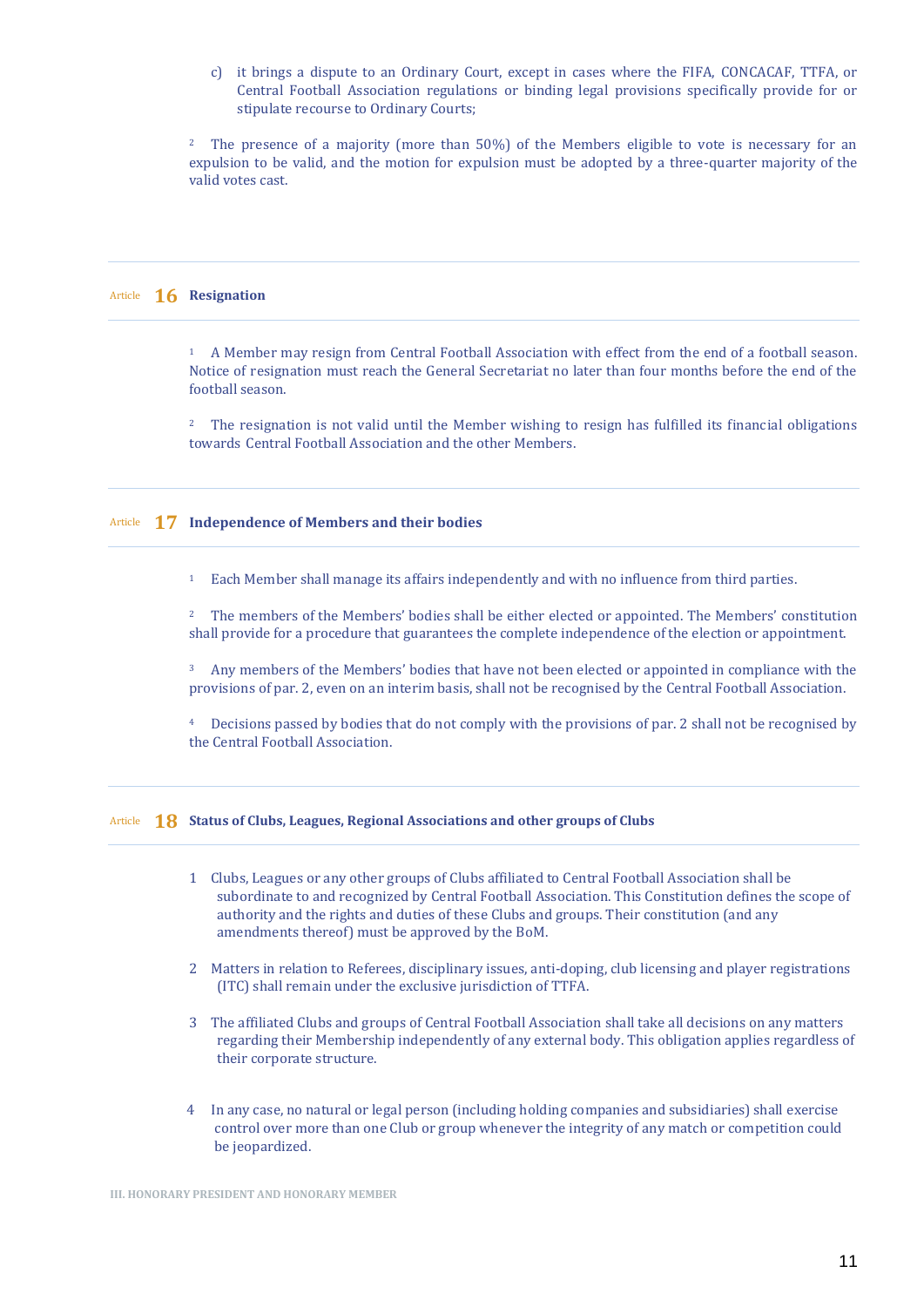c) it brings a dispute to an Ordinary Court, except in cases where the FIFA, CONCACAF, TTFA, or Central Football Association regulations or binding legal provisions specifically provide for or stipulate recourse to Ordinary Courts;

2 The presence of a majority (more than 50%) of the Members eligible to vote is necessary for an expulsion to be valid, and the motion for expulsion must be adopted by a three-quarter majority of the valid votes cast.

## Article 16 Resignation

1 A Member may resign from Central Football Association with effect from the end of a football season. Notice of resignation must reach the General Secretariat no later than four months before the end of the football season.

2 The resignation is not valid until the Member wishing to resign has fulfilled its financial obligations towards Central Football Association and the other Members.

## Article 17 Independence of Members and their bodies

1 Each Member shall manage its affairs independently and with no influence from third parties.

2 The members of the Members' bodies shall be either elected or appointed. The Members' constitution shall provide for a procedure that guarantees the complete independence of the election or appointment.

3 Any members of the Members' bodies that have not been elected or appointed in compliance with the provisions of par. 2, even on an interim basis, shall not be recognised by the Central Football Association.

4 Decisions passed by bodies that do not comply with the provisions of par. 2 shall not be recognised by the Central Football Association.

## Article 18 Status of Clubs, Leagues, Regional Associations and other groups of Clubs

1 Clubs, Leagues or any other groups of Clubs affiliated to Central Football Association shall be subordinate to and recognized by Central Football Association. This Constitution defines the scope of authority and the rights and duties of these Clubs and groups. Their constitution (and any amendments thereof) must be approved by the BoM.

2 Matters in relation to Referees, disciplinary issues, anti-doping, club licensing and player registrations (ITC) shall remain under the exclusive jurisdiction of TTFA.

3 The affiliated Clubs and groups of Central Football Association shall take all decisions on any matters regarding their Membership independently of any external body. This obligation applies regardless of their corporate structure.

4 In any case, no natural or legal person (including holding companies and subsidiaries) shall exercise control over more than one Club or group whenever the integrity of any match or competition could be jeopardized.

# III. HONORARY PRESIDENT AND HONORARY MEMBER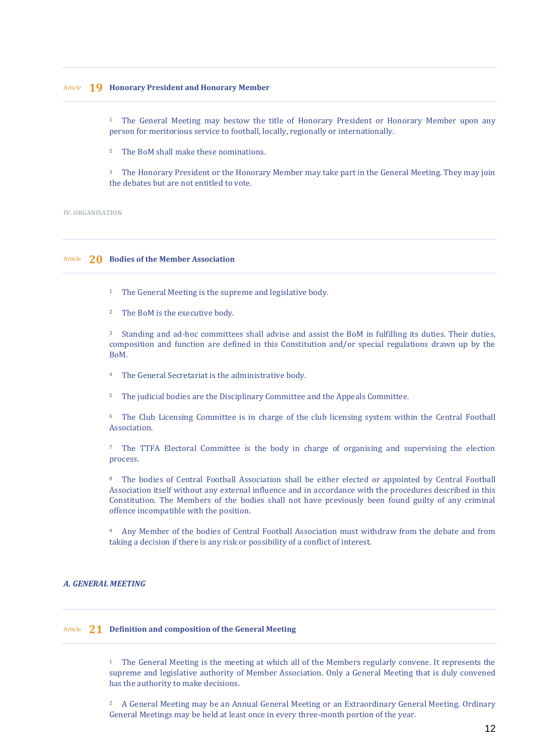## Article 19 Honorary President and Honorary Member

1 The General Meeting may bestow the title of Honorary President or Honorary Member upon any person for meritorious service to football, locally, regionally or internationally.

2 The BoM shall make these nominations.

3 The Honorary President or the Honorary Member may take part in the General Meeting. They may join the debates but are not entitled to vote.

# IV. ORGANISATION

## Article 20 Bodies of the Member Association

1 The General Meeting is the supreme and legislative body.

2 The BoM is the executive body.

3 Standing and ad-hoc committees shall advise and assist the BoM in fulfilling its duties. Their duties, composition and function are defined in this Constitution and/or special regulations drawn up by the BoM.

4 The General Secretariat is the administrative body.

5 The judicial bodies are the Disciplinary Committee and the Appeals Committee.

6 The Club Licensing Committee is in charge of the club licensing system within the Central Football Association.

7 The TTFA Electoral Committee is the body in charge of organising and supervising the election process.

8 The bodies of Central Football Association shall be either elected or appointed by Central Football Association itself without any external influence and in accordance with the procedures described in this Constitution. The Members of the bodies shall not have previously been found guilty of any criminal offence incompatible with the position.

9 Any Member of the bodies of Central Football Association must withdraw from the debate and from taking a decision if there is any risk or possibility of a conflict of interest.

### *A. GENERAL MEETING*

## Article 21 Definition and composition of the General Meeting

1 The General Meeting is the meeting at which all of the Members regularly convene. It represents the supreme and legislative authority of Member Association. Only a General Meeting that is duly convened has the authority to make decisions.

2 A General Meeting may be an Annual General Meeting or an Extraordinary General Meeting. Ordinary General Meetings may be held at least once in every three-month portion of the year.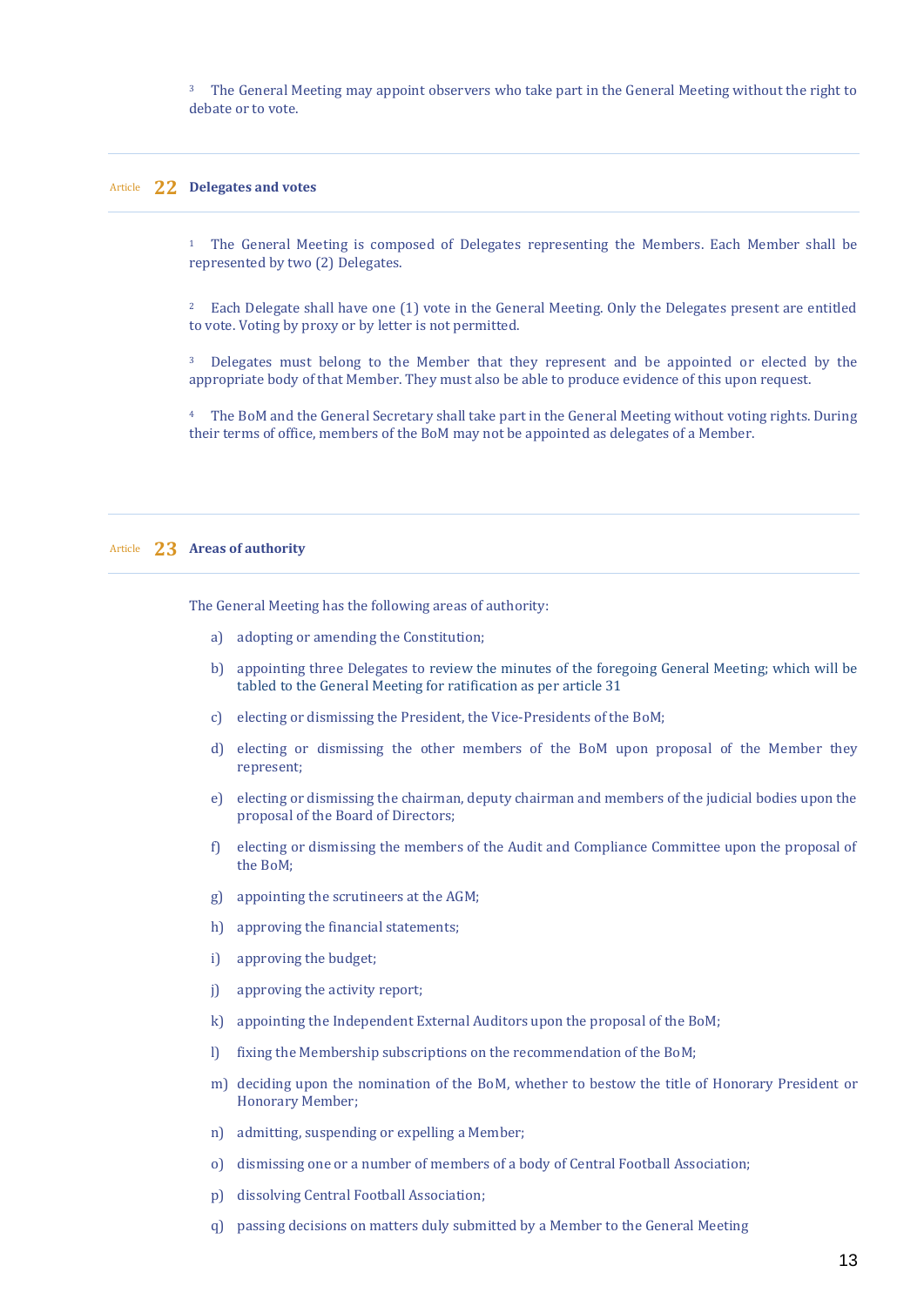[3] The General Meeting may appoint observers who take part in the General Meeting without the right to debate or to vote.

## Article 22 Delegates and votes

[1] The General Meeting is composed of Delegates representing the Members. Each Member shall be represented by two (2) Delegates.

[2] Each Delegate shall have one (1) vote in the General Meeting. Only the Delegates present are entitled to vote. Voting by proxy or by letter is not permitted.

[3] Delegates must belong to the Member that they represent and be appointed or elected by the appropriate body of that Member. They must also be able to produce evidence of this upon request.

[4] The BoM and the General Secretary shall take part in the General Meeting without voting rights. During their terms of office, members of the BoM may not be appointed as delegates of a Member.

## Article 23 Areas of authority

The General Meeting has the following areas of authority:

a) adopting or amending the Constitution;

b) appointing three Delegates to review the minutes of the foregoing General Meeting; which will be tabled to the General Meeting for ratification as per article 31

c) electing or dismissing the President, the Vice-Presidents of the BoM;

d) electing or dismissing the other members of the BoM upon proposal of the Member they represent;

e) electing or dismissing the chairman, deputy chairman and members of the judicial bodies upon the proposal of the Board of Directors;

f) electing or dismissing the members of the Audit and Compliance Committee upon the proposal of the BoM;

g) appointing the scrutineers at the AGM;

h) approving the financial statements;

i) approving the budget;

j) approving the activity report;

k) appointing the Independent External Auditors upon the proposal of the BoM;

l) fixing the Membership subscriptions on the recommendation of the BoM;

m) deciding upon the nomination of the BoM, whether to bestow the title of Honorary President or Honorary Member;

n) admitting, suspending or expelling a Member;

o) dismissing one or a number of members of a body of Central Football Association;

p) dissolving Central Football Association;

q) passing decisions on matters duly submitted by a Member to the General Meeting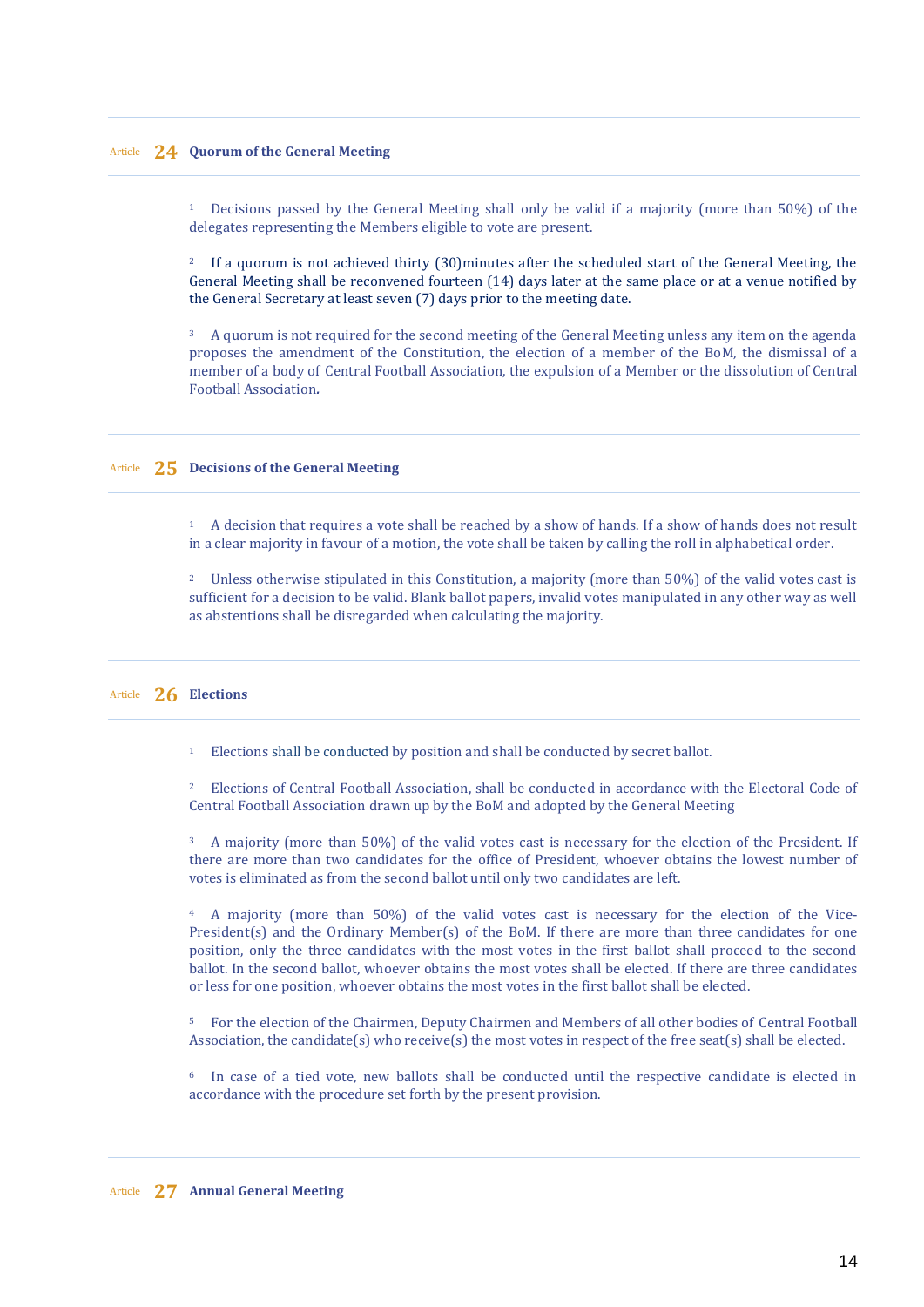## Article 24 Quorum of the General Meeting

[1] Decisions passed by the General Meeting shall only be valid if a majority (more than 50%) of the delegates representing the Members eligible to vote are present.

[2] If a quorum is not achieved thirty (30)minutes after the scheduled start of the General Meeting, the General Meeting shall be reconvened fourteen (14) days later at the same place or at a venue notified by the General Secretary at least seven (7) days prior to the meeting date.

[3] A quorum is not required for the second meeting of the General Meeting unless any item on the agenda proposes the amendment of the Constitution, the election of a member of the BoM, the dismissal of a member of a body of Central Football Association, the expulsion of a Member or the dissolution of Central Football Association.

## Article 25 Decisions of the General Meeting

[1] A decision that requires a vote shall be reached by a show of hands. If a show of hands does not result in a clear majority in favour of a motion, the vote shall be taken by calling the roll in alphabetical order.

[2] Unless otherwise stipulated in this Constitution, a majority (more than 50%) of the valid votes cast is sufficient for a decision to be valid. Blank ballot papers, invalid votes manipulated in any other way as well as abstentions shall be disregarded when calculating the majority.

## Article 26 Elections

[1] Elections shall be conducted by position and shall be conducted by secret ballot.

[2] Elections of Central Football Association, shall be conducted in accordance with the Electoral Code of Central Football Association drawn up by the BoM and adopted by the General Meeting

[3] A majority (more than 50%) of the valid votes cast is necessary for the election of the President. If there are more than two candidates for the office of President, whoever obtains the lowest number of votes is eliminated as from the second ballot until only two candidates are left.

[4] A majority (more than 50%) of the valid votes cast is necessary for the election of the Vice-President(s) and the Ordinary Member(s) of the BoM. If there are more than three candidates for one position, only the three candidates with the most votes in the first ballot shall proceed to the second ballot. In the second ballot, whoever obtains the most votes shall be elected. If there are three candidates or less for one position, whoever obtains the most votes in the first ballot shall be elected.

[5] For the election of the Chairmen, Deputy Chairmen and Members of all other bodies of Central Football Association, the candidate(s) who receive(s) the most votes in respect of the free seat(s) shall be elected.

[6] In case of a tied vote, new ballots shall be conducted until the respective candidate is elected in accordance with the procedure set forth by the present provision.

## Article 27 Annual General Meeting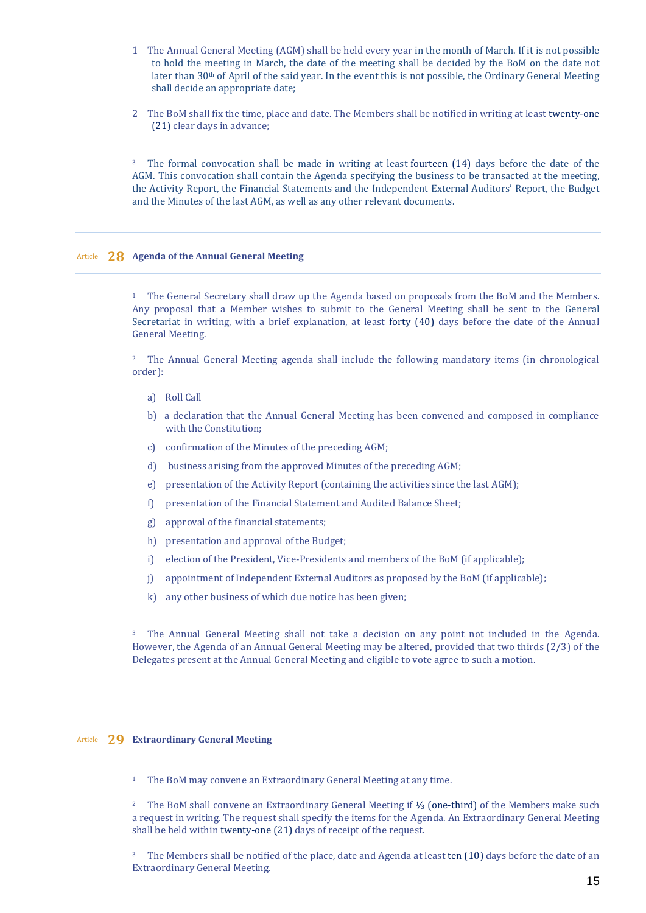1 The Annual General Meeting (AGM) shall be held every year in the month of March. If it is not possible to hold the meeting in March, the date of the meeting shall be decided by the BoM on the date not later than 30th of April of the said year. In the event this is not possible, the Ordinary General Meeting shall decide an appropriate date;

2 The BoM shall fix the time, place and date. The Members shall be notified in writing at least twenty-one (21) clear days in advance;

3 The formal convocation shall be made in writing at least fourteen (14) days before the date of the AGM. This convocation shall contain the Agenda specifying the business to be transacted at the meeting, the Activity Report, the Financial Statements and the Independent External Auditors' Report, the Budget and the Minutes of the last AGM, as well as any other relevant documents.

## Article 28 Agenda of the Annual General Meeting

1 The General Secretary shall draw up the Agenda based on proposals from the BoM and the Members. Any proposal that a Member wishes to submit to the General Meeting shall be sent to the General Secretariat in writing, with a brief explanation, at least forty (40) days before the date of the Annual General Meeting.

2 The Annual General Meeting agenda shall include the following mandatory items (in chronological order):

a) Roll Call

b) a declaration that the Annual General Meeting has been convened and composed in compliance with the Constitution;

c) confirmation of the Minutes of the preceding AGM;

d) business arising from the approved Minutes of the preceding AGM;

e) presentation of the Activity Report (containing the activities since the last AGM);

f) presentation of the Financial Statement and Audited Balance Sheet;

g) approval of the financial statements;

h) presentation and approval of the Budget;

i) election of the President, Vice-Presidents and members of the BoM (if applicable);

j) appointment of Independent External Auditors as proposed by the BoM (if applicable);

k) any other business of which due notice has been given;

3 The Annual General Meeting shall not take a decision on any point not included in the Agenda. However, the Agenda of an Annual General Meeting may be altered, provided that two thirds (2/3) of the Delegates present at the Annual General Meeting and eligible to vote agree to such a motion.

## Article 29 Extraordinary General Meeting

1 The BoM may convene an Extraordinary General Meeting at any time.

2 The BoM shall convene an Extraordinary General Meeting if ⅓ (one-third) of the Members make such a request in writing. The request shall specify the items for the Agenda. An Extraordinary General Meeting shall be held within twenty-one (21) days of receipt of the request.

3 The Members shall be notified of the place, date and Agenda at least ten (10) days before the date of an Extraordinary General Meeting.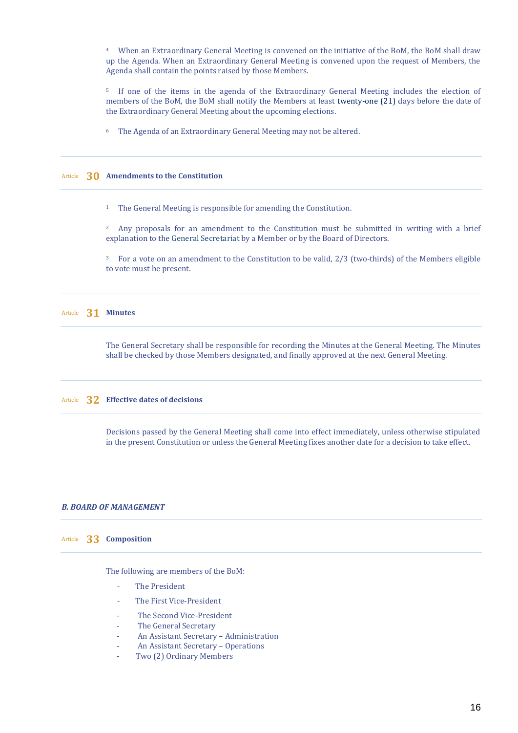[4] When an Extraordinary General Meeting is convened on the initiative of the BoM, the BoM shall draw up the Agenda. When an Extraordinary General Meeting is convened upon the request of Members, the Agenda shall contain the points raised by those Members.

[5] If one of the items in the agenda of the Extraordinary General Meeting includes the election of members of the BoM, the BoM shall notify the Members at least twenty-one (21) days before the date of the Extraordinary General Meeting about the upcoming elections.

[6] The Agenda of an Extraordinary General Meeting may not be altered.

### Article 30 Amendments to the Constitution

[1] The General Meeting is responsible for amending the Constitution.

[2] Any proposals for an amendment to the Constitution must be submitted in writing with a brief explanation to the General Secretariat by a Member or by the Board of Directors.

[3] For a vote on an amendment to the Constitution to be valid, 2/3 (two-thirds) of the Members eligible to vote must be present.

### Article 31 Minutes

The General Secretary shall be responsible for recording the Minutes at the General Meeting. The Minutes shall be checked by those Members designated, and finally approved at the next General Meeting.

### Article 32 Effective dates of decisions

Decisions passed by the General Meeting shall come into effect immediately, unless otherwise stipulated in the present Constitution or unless the General Meeting fixes another date for a decision to take effect.

## *B. BOARD OF MANAGEMENT*

### Article 33 Composition

The following are members of the BoM:

- The President
- The First Vice-President
- The Second Vice-President
- The General Secretary
- An Assistant Secretary – Administration
- An Assistant Secretary – Operations
- Two (2) Ordinary Members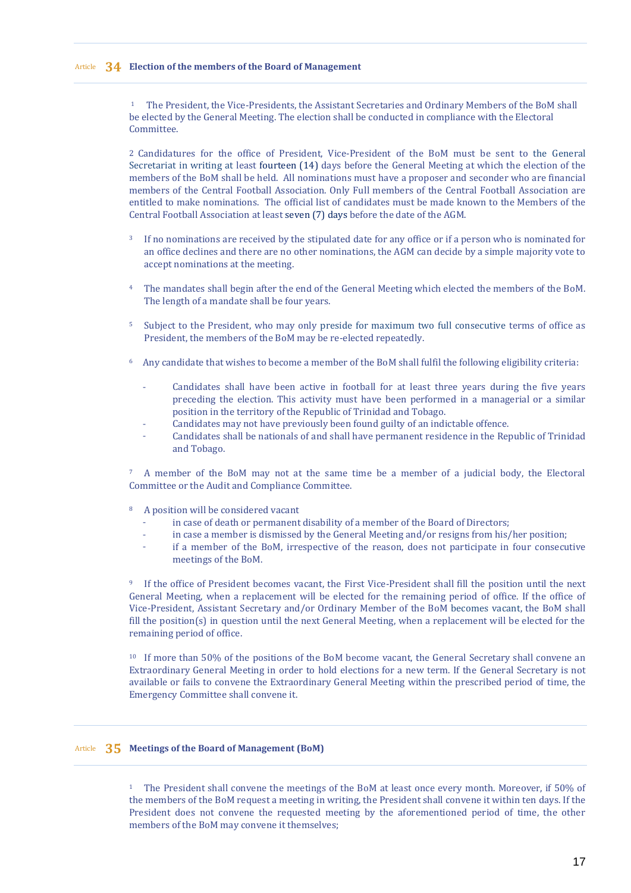## Article 34 Election of the members of the Board of Management

1 The President, the Vice-Presidents, the Assistant Secretaries and Ordinary Members of the BoM shall be elected by the General Meeting. The election shall be conducted in compliance with the Electoral Committee.

2 Candidatures for the office of President, Vice-President of the BoM must be sent to the General Secretariat in writing at least fourteen (14) days before the General Meeting at which the election of the members of the BoM shall be held. All nominations must have a proposer and seconder who are financial members of the Central Football Association. Only Full members of the Central Football Association are entitled to make nominations. The official list of candidates must be made known to the Members of the Central Football Association at least seven (7) days before the date of the AGM.

3 If no nominations are received by the stipulated date for any office or if a person who is nominated for an office declines and there are no other nominations, the AGM can decide by a simple majority vote to accept nominations at the meeting.

4 The mandates shall begin after the end of the General Meeting which elected the members of the BoM. The length of a mandate shall be four years.

5 Subject to the President, who may only preside for maximum two full consecutive terms of office as President, the members of the BoM may be re-elected repeatedly.

6 Any candidate that wishes to become a member of the BoM shall fulfil the following eligibility criteria:

- Candidates shall have been active in football for at least three years during the five years preceding the election. This activity must have been performed in a managerial or a similar position in the territory of the Republic of Trinidad and Tobago.
- Candidates may not have previously been found guilty of an indictable offence.
- Candidates shall be nationals of and shall have permanent residence in the Republic of Trinidad and Tobago.

7 A member of the BoM may not at the same time be a member of a judicial body, the Electoral Committee or the Audit and Compliance Committee.

8 A position will be considered vacant

- in case of death or permanent disability of a member of the Board of Directors;
- in case a member is dismissed by the General Meeting and/or resigns from his/her position;
- if a member of the BoM, irrespective of the reason, does not participate in four consecutive meetings of the BoM.

9 If the office of President becomes vacant, the First Vice-President shall fill the position until the next General Meeting, when a replacement will be elected for the remaining period of office. If the office of Vice-President, Assistant Secretary and/or Ordinary Member of the BoM becomes vacant, the BoM shall fill the position(s) in question until the next General Meeting, when a replacement will be elected for the remaining period of office.

10 If more than 50% of the positions of the BoM become vacant, the General Secretary shall convene an Extraordinary General Meeting in order to hold elections for a new term. If the General Secretary is not available or fails to convene the Extraordinary General Meeting within the prescribed period of time, the Emergency Committee shall convene it.

## Article 35 Meetings of the Board of Management (BoM)

1 The President shall convene the meetings of the BoM at least once every month. Moreover, if 50% of the members of the BoM request a meeting in writing, the President shall convene it within ten days. If the President does not convene the requested meeting by the aforementioned period of time, the other members of the BoM may convene it themselves;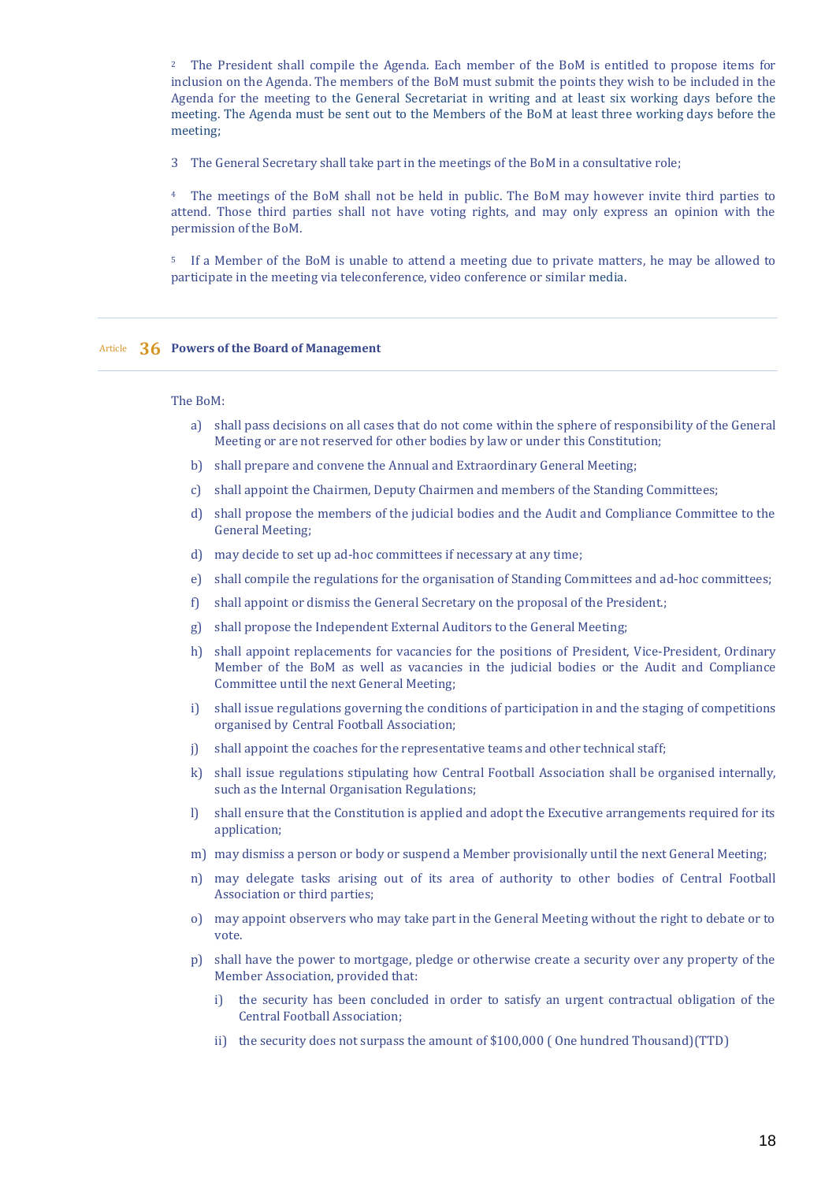2 The President shall compile the Agenda. Each member of the BoM is entitled to propose items for inclusion on the Agenda. The members of the BoM must submit the points they wish to be included in the Agenda for the meeting to the General Secretariat in writing and at least six working days before the meeting. The Agenda must be sent out to the Members of the BoM at least three working days before the meeting;

3 The General Secretary shall take part in the meetings of the BoM in a consultative role;

4 The meetings of the BoM shall not be held in public. The BoM may however invite third parties to attend. Those third parties shall not have voting rights, and may only express an opinion with the permission of the BoM.

5 If a Member of the BoM is unable to attend a meeting due to private matters, he may be allowed to participate in the meeting via teleconference, video conference or similar media.

## Article 36 Powers of the Board of Management

The BoM:

a) shall pass decisions on all cases that do not come within the sphere of responsibility of the General Meeting or are not reserved for other bodies by law or under this Constitution;

b) shall prepare and convene the Annual and Extraordinary General Meeting;

c) shall appoint the Chairmen, Deputy Chairmen and members of the Standing Committees;

d) shall propose the members of the judicial bodies and the Audit and Compliance Committee to the General Meeting;

d) may decide to set up ad-hoc committees if necessary at any time;

e) shall compile the regulations for the organisation of Standing Committees and ad-hoc committees;

f) shall appoint or dismiss the General Secretary on the proposal of the President.;

g) shall propose the Independent External Auditors to the General Meeting;

h) shall appoint replacements for vacancies for the positions of President, Vice-President, Ordinary Member of the BoM as well as vacancies in the judicial bodies or the Audit and Compliance Committee until the next General Meeting;

i) shall issue regulations governing the conditions of participation in and the staging of competitions organised by Central Football Association;

j) shall appoint the coaches for the representative teams and other technical staff;

k) shall issue regulations stipulating how Central Football Association shall be organised internally, such as the Internal Organisation Regulations;

l) shall ensure that the Constitution is applied and adopt the Executive arrangements required for its application;

m) may dismiss a person or body or suspend a Member provisionally until the next General Meeting;

n) may delegate tasks arising out of its area of authority to other bodies of Central Football Association or third parties;

o) may appoint observers who may take part in the General Meeting without the right to debate or to vote.

p) shall have the power to mortgage, pledge or otherwise create a security over any property of the Member Association, provided that:

   i) the security has been concluded in order to satisfy an urgent contractual obligation of the Central Football Association;

   ii) the security does not surpass the amount of $100,000 ( One hundred Thousand)(TTD)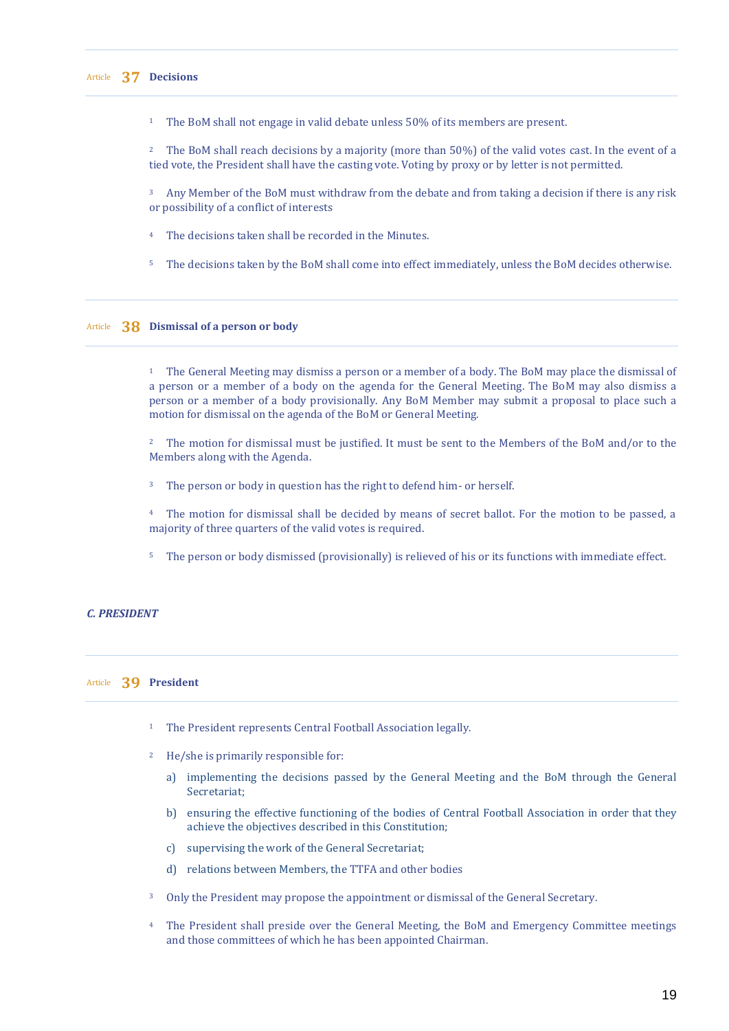## Article 37 Decisions

1 The BoM shall not engage in valid debate unless 50% of its members are present.

2 The BoM shall reach decisions by a majority (more than 50%) of the valid votes cast. In the event of a tied vote, the President shall have the casting vote. Voting by proxy or by letter is not permitted.

3 Any Member of the BoM must withdraw from the debate and from taking a decision if there is any risk or possibility of a conflict of interests

4 The decisions taken shall be recorded in the Minutes.

5 The decisions taken by the BoM shall come into effect immediately, unless the BoM decides otherwise.

## Article 38 Dismissal of a person or body

1 The General Meeting may dismiss a person or a member of a body. The BoM may place the dismissal of a person or a member of a body on the agenda for the General Meeting. The BoM may also dismiss a person or a member of a body provisionally. Any BoM Member may submit a proposal to place such a motion for dismissal on the agenda of the BoM or General Meeting.

2 The motion for dismissal must be justified. It must be sent to the Members of the BoM and/or to the Members along with the Agenda.

3 The person or body in question has the right to defend him- or herself.

4 The motion for dismissal shall be decided by means of secret ballot. For the motion to be passed, a majority of three quarters of the valid votes is required.

5 The person or body dismissed (provisionally) is relieved of his or its functions with immediate effect.

***C. PRESIDENT***

## Article 39 President

1 The President represents Central Football Association legally.

2 He/she is primarily responsible for:

a) implementing the decisions passed by the General Meeting and the BoM through the General Secretariat;

b) ensuring the effective functioning of the bodies of Central Football Association in order that they achieve the objectives described in this Constitution;

c) supervising the work of the General Secretariat;

d) relations between Members, the TTFA and other bodies

3 Only the President may propose the appointment or dismissal of the General Secretary.

4 The President shall preside over the General Meeting, the BoM and Emergency Committee meetings and those committees of which he has been appointed Chairman.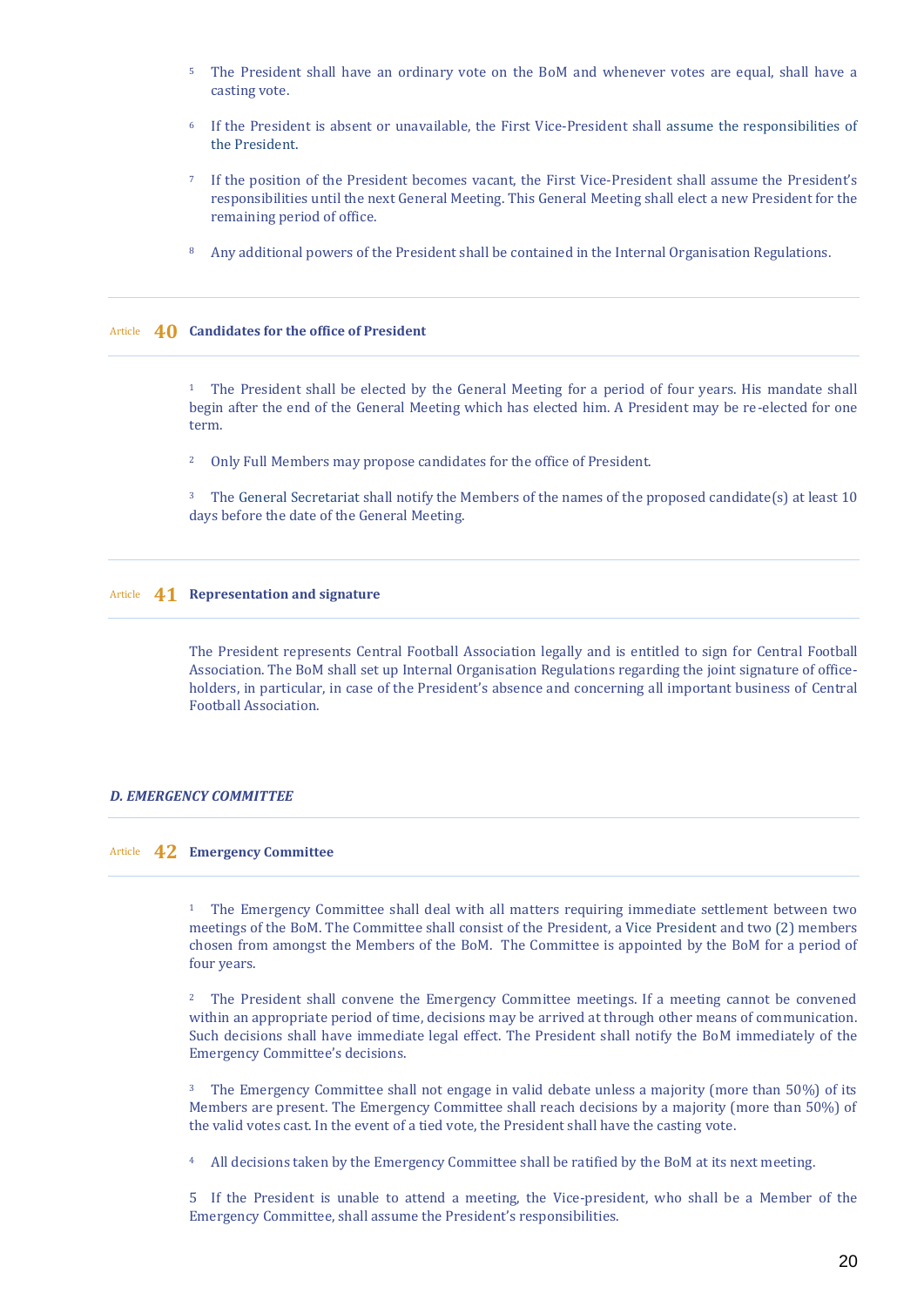5 The President shall have an ordinary vote on the BoM and whenever votes are equal, shall have a casting vote.

6 If the President is absent or unavailable, the First Vice-President shall assume the responsibilities of the President.

7 If the position of the President becomes vacant, the First Vice-President shall assume the President's responsibilities until the next General Meeting. This General Meeting shall elect a new President for the remaining period of office.

8 Any additional powers of the President shall be contained in the Internal Organisation Regulations.

## Article 40 Candidates for the office of President

1 The President shall be elected by the General Meeting for a period of four years. His mandate shall begin after the end of the General Meeting which has elected him. A President may be re-elected for one term.

2 Only Full Members may propose candidates for the office of President.

3 The General Secretariat shall notify the Members of the names of the proposed candidate(s) at least 10 days before the date of the General Meeting.

## Article 41 Representation and signature

The President represents Central Football Association legally and is entitled to sign for Central Football Association. The BoM shall set up Internal Organisation Regulations regarding the joint signature of office-holders, in particular, in case of the President's absence and concerning all important business of Central Football Association.

### *D. EMERGENCY COMMITTEE*

## Article 42 Emergency Committee

1 The Emergency Committee shall deal with all matters requiring immediate settlement between two meetings of the BoM. The Committee shall consist of the President, a Vice President and two (2) members chosen from amongst the Members of the BoM. The Committee is appointed by the BoM for a period of four years.

2 The President shall convene the Emergency Committee meetings. If a meeting cannot be convened within an appropriate period of time, decisions may be arrived at through other means of communication. Such decisions shall have immediate legal effect. The President shall notify the BoM immediately of the Emergency Committee's decisions.

3 The Emergency Committee shall not engage in valid debate unless a majority (more than 50%) of its Members are present. The Emergency Committee shall reach decisions by a majority (more than 50%) of the valid votes cast. In the event of a tied vote, the President shall have the casting vote.

4 All decisions taken by the Emergency Committee shall be ratified by the BoM at its next meeting.

5 If the President is unable to attend a meeting, the Vice-president, who shall be a Member of the Emergency Committee, shall assume the President's responsibilities.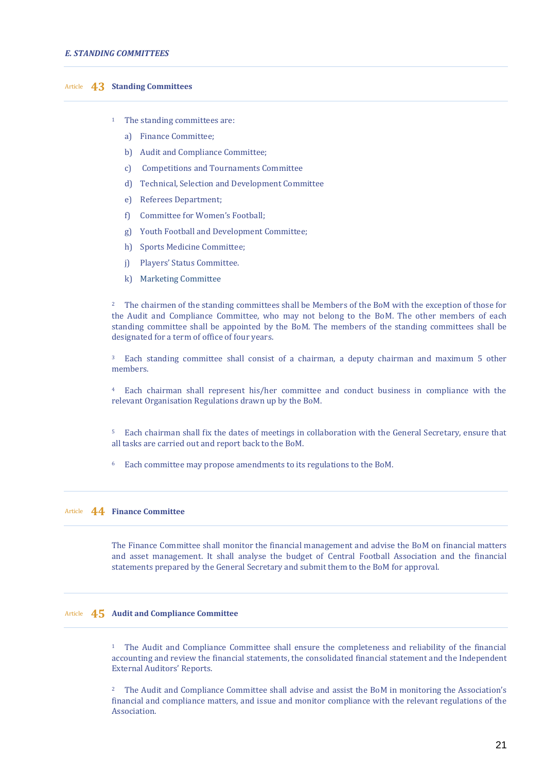*E. STANDING COMMITTEES*

## Article 43 Standing Committees

1 The standing committees are:

a) Finance Committee;

b) Audit and Compliance Committee;

c) Competitions and Tournaments Committee

d) Technical, Selection and Development Committee

e) Referees Department;

f) Committee for Women's Football;

g) Youth Football and Development Committee;

h) Sports Medicine Committee;

j) Players' Status Committee.

k) Marketing Committee

2 The chairmen of the standing committees shall be Members of the BoM with the exception of those for the Audit and Compliance Committee, who may not belong to the BoM. The other members of each standing committee shall be appointed by the BoM. The members of the standing committees shall be designated for a term of office of four years.

3 Each standing committee shall consist of a chairman, a deputy chairman and maximum 5 other members.

4 Each chairman shall represent his/her committee and conduct business in compliance with the relevant Organisation Regulations drawn up by the BoM.

5 Each chairman shall fix the dates of meetings in collaboration with the General Secretary, ensure that all tasks are carried out and report back to the BoM.

6 Each committee may propose amendments to its regulations to the BoM.

## Article 44 Finance Committee

The Finance Committee shall monitor the financial management and advise the BoM on financial matters and asset management. It shall analyse the budget of Central Football Association and the financial statements prepared by the General Secretary and submit them to the BoM for approval.

## Article 45 Audit and Compliance Committee

1 The Audit and Compliance Committee shall ensure the completeness and reliability of the financial accounting and review the financial statements, the consolidated financial statement and the Independent External Auditors' Reports.

2 The Audit and Compliance Committee shall advise and assist the BoM in monitoring the Association's financial and compliance matters, and issue and monitor compliance with the relevant regulations of the Association.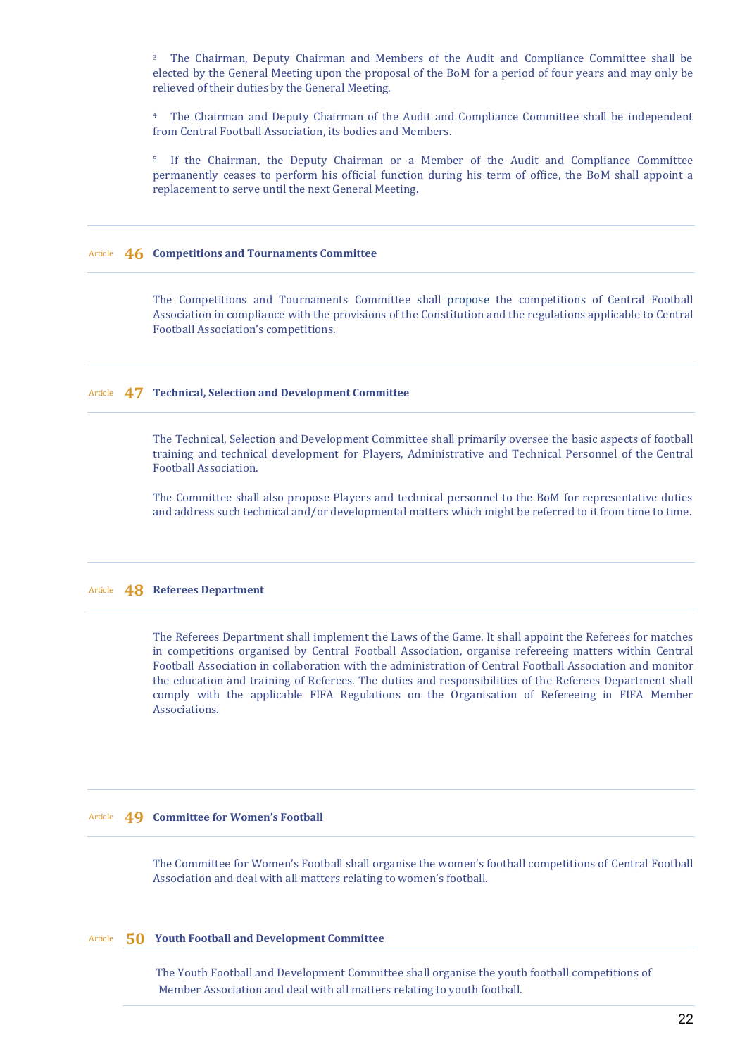3 The Chairman, Deputy Chairman and Members of the Audit and Compliance Committee shall be elected by the General Meeting upon the proposal of the BoM for a period of four years and may only be relieved of their duties by the General Meeting.

4 The Chairman and Deputy Chairman of the Audit and Compliance Committee shall be independent from Central Football Association, its bodies and Members.

5 If the Chairman, the Deputy Chairman or a Member of the Audit and Compliance Committee permanently ceases to perform his official function during his term of office, the BoM shall appoint a replacement to serve until the next General Meeting.

## Article 46 Competitions and Tournaments Committee

The Competitions and Tournaments Committee shall propose the competitions of Central Football Association in compliance with the provisions of the Constitution and the regulations applicable to Central Football Association's competitions.

## Article 47 Technical, Selection and Development Committee

The Technical, Selection and Development Committee shall primarily oversee the basic aspects of football training and technical development for Players, Administrative and Technical Personnel of the Central Football Association.

The Committee shall also propose Players and technical personnel to the BoM for representative duties and address such technical and/or developmental matters which might be referred to it from time to time.

## Article 48 Referees Department

The Referees Department shall implement the Laws of the Game. It shall appoint the Referees for matches in competitions organised by Central Football Association, organise refereeing matters within Central Football Association in collaboration with the administration of Central Football Association and monitor the education and training of Referees. The duties and responsibilities of the Referees Department shall comply with the applicable FIFA Regulations on the Organisation of Refereeing in FIFA Member Associations.

## Article 49 Committee for Women's Football

The Committee for Women's Football shall organise the women's football competitions of Central Football Association and deal with all matters relating to women's football.

## Article 50 Youth Football and Development Committee

The Youth Football and Development Committee shall organise the youth football competitions of Member Association and deal with all matters relating to youth football.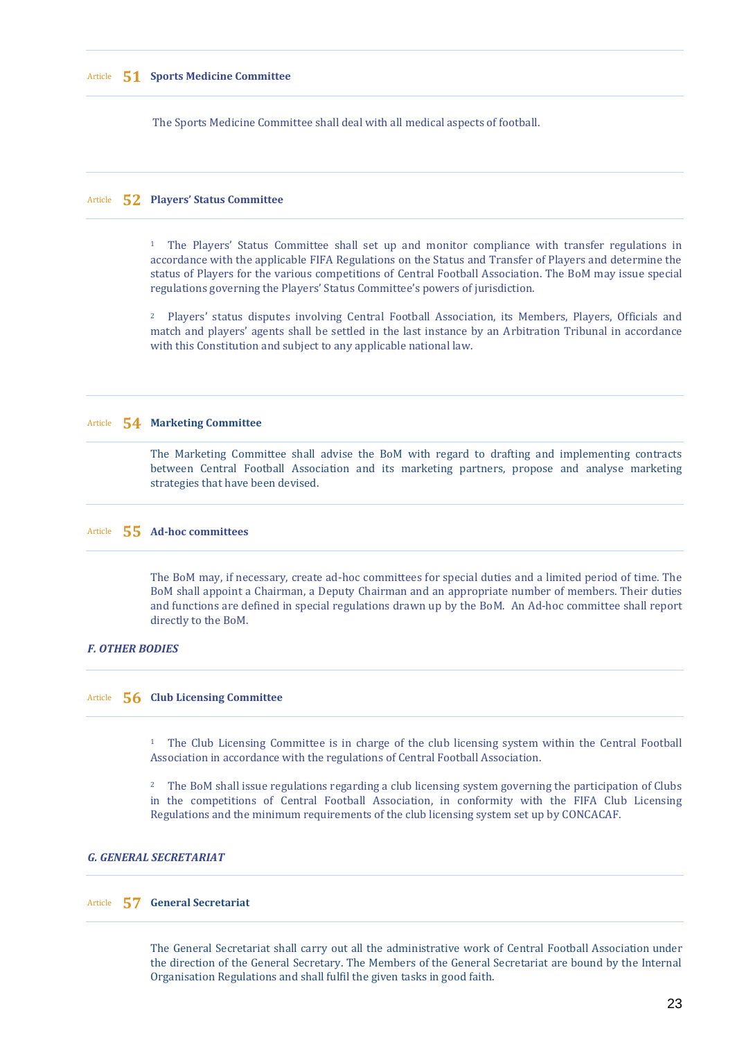### Article 51 Sports Medicine Committee

The Sports Medicine Committee shall deal with all medical aspects of football.

### Article 52 Players' Status Committee

1 The Players' Status Committee shall set up and monitor compliance with transfer regulations in accordance with the applicable FIFA Regulations on the Status and Transfer of Players and determine the status of Players for the various competitions of Central Football Association. The BoM may issue special regulations governing the Players' Status Committee's powers of jurisdiction.

2 Players' status disputes involving Central Football Association, its Members, Players, Officials and match and players' agents shall be settled in the last instance by an Arbitration Tribunal in accordance with this Constitution and subject to any applicable national law.

### Article 54 Marketing Committee

The Marketing Committee shall advise the BoM with regard to drafting and implementing contracts between Central Football Association and its marketing partners, propose and analyse marketing strategies that have been devised.

### Article 55 Ad-hoc committees

The BoM may, if necessary, create ad-hoc committees for special duties and a limited period of time. The BoM shall appoint a Chairman, a Deputy Chairman and an appropriate number of members. Their duties and functions are defined in special regulations drawn up by the BoM. An Ad-hoc committee shall report directly to the BoM.

## *F. OTHER BODIES*

### Article 56 Club Licensing Committee

1 The Club Licensing Committee is in charge of the club licensing system within the Central Football Association in accordance with the regulations of Central Football Association.

2 The BoM shall issue regulations regarding a club licensing system governing the participation of Clubs in the competitions of Central Football Association, in conformity with the FIFA Club Licensing Regulations and the minimum requirements of the club licensing system set up by CONCACAF.

## *G. GENERAL SECRETARIAT*

### Article 57 General Secretariat

The General Secretariat shall carry out all the administrative work of Central Football Association under the direction of the General Secretary. The Members of the General Secretariat are bound by the Internal Organisation Regulations and shall fulfil the given tasks in good faith.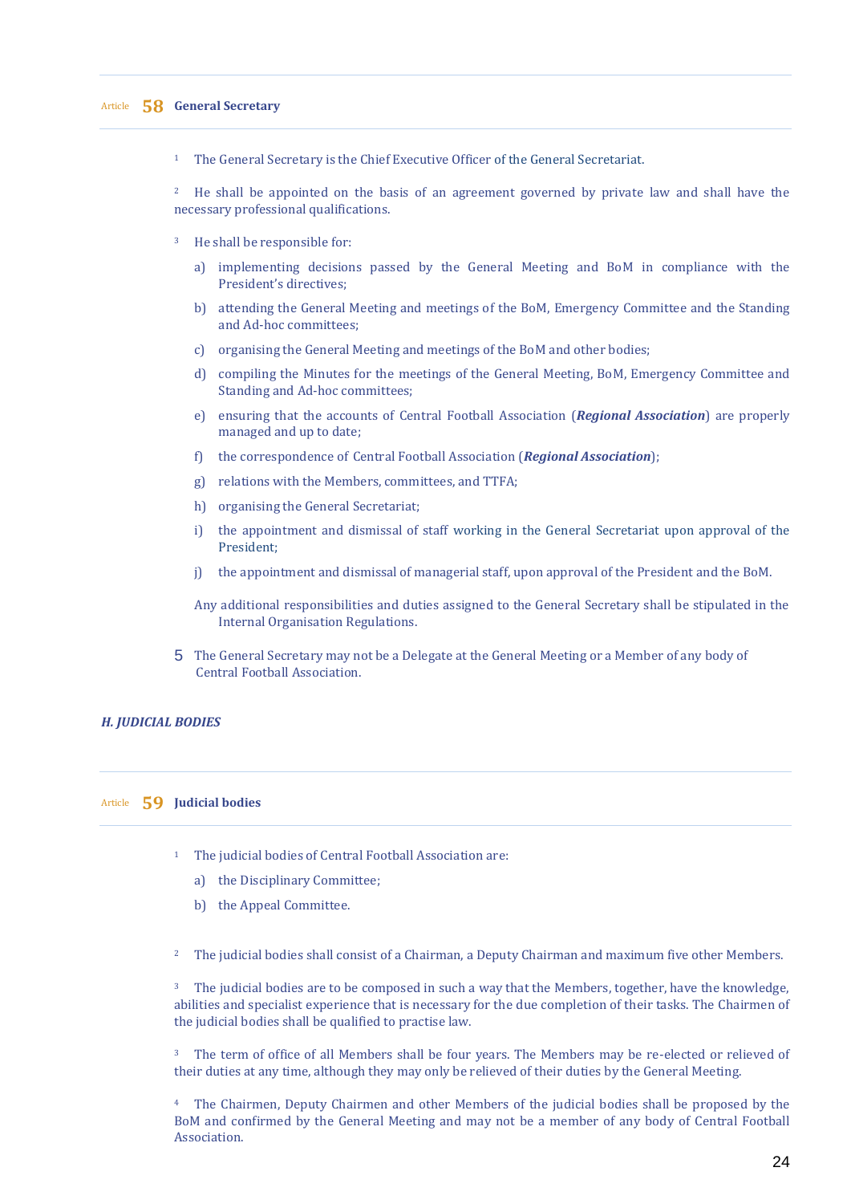## Article 58 General Secretary

1 The General Secretary is the Chief Executive Officer of the General Secretariat.

2 He shall be appointed on the basis of an agreement governed by private law and shall have the necessary professional qualifications.

3 He shall be responsible for:

a) implementing decisions passed by the General Meeting and BoM in compliance with the President's directives;

b) attending the General Meeting and meetings of the BoM, Emergency Committee and the Standing and Ad-hoc committees;

c) organising the General Meeting and meetings of the BoM and other bodies;

d) compiling the Minutes for the meetings of the General Meeting, BoM, Emergency Committee and Standing and Ad-hoc committees;

e) ensuring that the accounts of Central Football Association (***Regional Association***) are properly managed and up to date;

f) the correspondence of Central Football Association (***Regional Association***);

g) relations with the Members, committees, and TTFA;

h) organising the General Secretariat;

i) the appointment and dismissal of staff working in the General Secretariat upon approval of the President;

j) the appointment and dismissal of managerial staff, upon approval of the President and the BoM.

Any additional responsibilities and duties assigned to the General Secretary shall be stipulated in the Internal Organisation Regulations.

5 The General Secretary may not be a Delegate at the General Meeting or a Member of any body of Central Football Association.

### *H. JUDICIAL BODIES*

## Article 59 Judicial bodies

1 The judicial bodies of Central Football Association are:

a) the Disciplinary Committee;

b) the Appeal Committee.

2 The judicial bodies shall consist of a Chairman, a Deputy Chairman and maximum five other Members.

3 The judicial bodies are to be composed in such a way that the Members, together, have the knowledge, abilities and specialist experience that is necessary for the due completion of their tasks. The Chairmen of the judicial bodies shall be qualified to practise law.

3 The term of office of all Members shall be four years. The Members may be re-elected or relieved of their duties at any time, although they may only be relieved of their duties by the General Meeting.

4 The Chairmen, Deputy Chairmen and other Members of the judicial bodies shall be proposed by the BoM and confirmed by the General Meeting and may not be a member of any body of Central Football Association.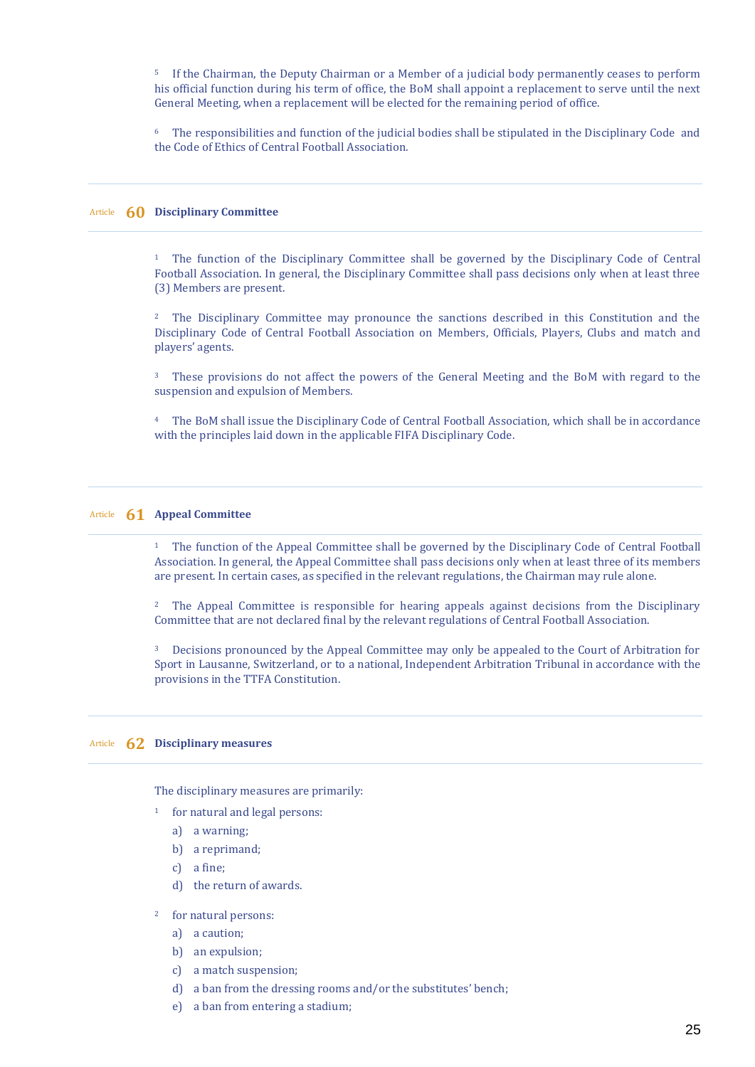5 If the Chairman, the Deputy Chairman or a Member of a judicial body permanently ceases to perform his official function during his term of office, the BoM shall appoint a replacement to serve until the next General Meeting, when a replacement will be elected for the remaining period of office.

6 The responsibilities and function of the judicial bodies shall be stipulated in the Disciplinary Code and the Code of Ethics of Central Football Association.

## Article 60 Disciplinary Committee

1 The function of the Disciplinary Committee shall be governed by the Disciplinary Code of Central Football Association. In general, the Disciplinary Committee shall pass decisions only when at least three (3) Members are present.

2 The Disciplinary Committee may pronounce the sanctions described in this Constitution and the Disciplinary Code of Central Football Association on Members, Officials, Players, Clubs and match and players' agents.

3 These provisions do not affect the powers of the General Meeting and the BoM with regard to the suspension and expulsion of Members.

4 The BoM shall issue the Disciplinary Code of Central Football Association, which shall be in accordance with the principles laid down in the applicable FIFA Disciplinary Code.

## Article 61 Appeal Committee

1 The function of the Appeal Committee shall be governed by the Disciplinary Code of Central Football Association. In general, the Appeal Committee shall pass decisions only when at least three of its members are present. In certain cases, as specified in the relevant regulations, the Chairman may rule alone.

2 The Appeal Committee is responsible for hearing appeals against decisions from the Disciplinary Committee that are not declared final by the relevant regulations of Central Football Association.

3 Decisions pronounced by the Appeal Committee may only be appealed to the Court of Arbitration for Sport in Lausanne, Switzerland, or to a national, Independent Arbitration Tribunal in accordance with the provisions in the TTFA Constitution.

## Article 62 Disciplinary measures

The disciplinary measures are primarily:

1 for natural and legal persons:

a) a warning;

b) a reprimand;

c) a fine;

d) the return of awards.

2 for natural persons:

a) a caution;

b) an expulsion;

c) a match suspension;

d) a ban from the dressing rooms and/or the substitutes' bench;

e) a ban from entering a stadium;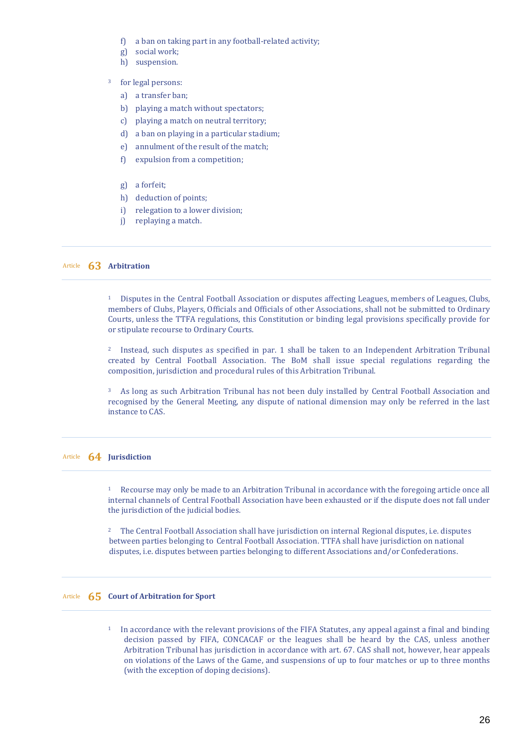f) a ban on taking part in any football-related activity;
g) social work;
h) suspension.

3 for legal persons:

a) a transfer ban;
b) playing a match without spectators;
c) playing a match on neutral territory;
d) a ban on playing in a particular stadium;
e) annulment of the result of the match;
f) expulsion from a competition;
g) a forfeit;
h) deduction of points;
i) relegation to a lower division;
j) replaying a match.

## Article 63 Arbitration

1 Disputes in the Central Football Association or disputes affecting Leagues, members of Leagues, Clubs, members of Clubs, Players, Officials and Officials of other Associations, shall not be submitted to Ordinary Courts, unless the TTFA regulations, this Constitution or binding legal provisions specifically provide for or stipulate recourse to Ordinary Courts.

2 Instead, such disputes as specified in par. 1 shall be taken to an Independent Arbitration Tribunal created by Central Football Association. The BoM shall issue special regulations regarding the composition, jurisdiction and procedural rules of this Arbitration Tribunal.

3 As long as such Arbitration Tribunal has not been duly installed by Central Football Association and recognised by the General Meeting, any dispute of national dimension may only be referred in the last instance to CAS.

## Article 64 Jurisdiction

1 Recourse may only be made to an Arbitration Tribunal in accordance with the foregoing article once all internal channels of Central Football Association have been exhausted or if the dispute does not fall under the jurisdiction of the judicial bodies.

2 The Central Football Association shall have jurisdiction on internal Regional disputes, i.e. disputes between parties belonging to Central Football Association. TTFA shall have jurisdiction on national disputes, i.e. disputes between parties belonging to different Associations and/or Confederations.

## Article 65 Court of Arbitration for Sport

1 In accordance with the relevant provisions of the FIFA Statutes, any appeal against a final and binding decision passed by FIFA, CONCACAF or the leagues shall be heard by the CAS, unless another Arbitration Tribunal has jurisdiction in accordance with art. 67. CAS shall not, however, hear appeals on violations of the Laws of the Game, and suspensions of up to four matches or up to three months (with the exception of doping decisions).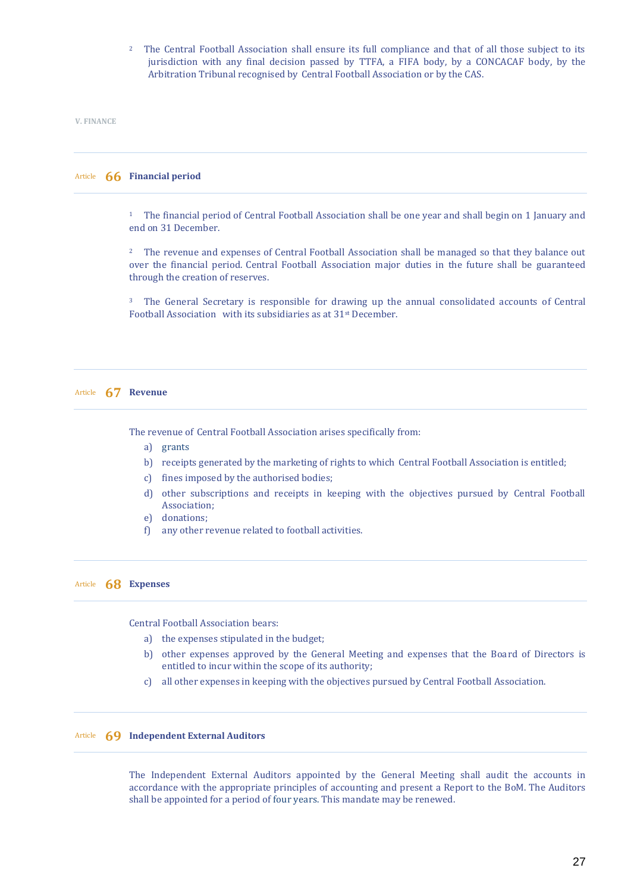2 The Central Football Association shall ensure its full compliance and that of all those subject to its jurisdiction with any final decision passed by TTFA, a FIFA body, by a CONCACAF body, by the Arbitration Tribunal recognised by Central Football Association or by the CAS.

## V. FINANCE

### Article 66 Financial period

1 The financial period of Central Football Association shall be one year and shall begin on 1 January and end on 31 December.

2 The revenue and expenses of Central Football Association shall be managed so that they balance out over the financial period. Central Football Association major duties in the future shall be guaranteed through the creation of reserves.

3 The General Secretary is responsible for drawing up the annual consolidated accounts of Central Football Association with its subsidiaries as at 31st December.

### Article 67 Revenue

The revenue of Central Football Association arises specifically from:

a) grants
b) receipts generated by the marketing of rights to which Central Football Association is entitled;
c) fines imposed by the authorised bodies;
d) other subscriptions and receipts in keeping with the objectives pursued by Central Football Association;
e) donations;
f) any other revenue related to football activities.

### Article 68 Expenses

Central Football Association bears:

a) the expenses stipulated in the budget;
b) other expenses approved by the General Meeting and expenses that the Board of Directors is entitled to incur within the scope of its authority;
c) all other expenses in keeping with the objectives pursued by Central Football Association.

### Article 69 Independent External Auditors

The Independent External Auditors appointed by the General Meeting shall audit the accounts in accordance with the appropriate principles of accounting and present a Report to the BoM. The Auditors shall be appointed for a period of four years. This mandate may be renewed.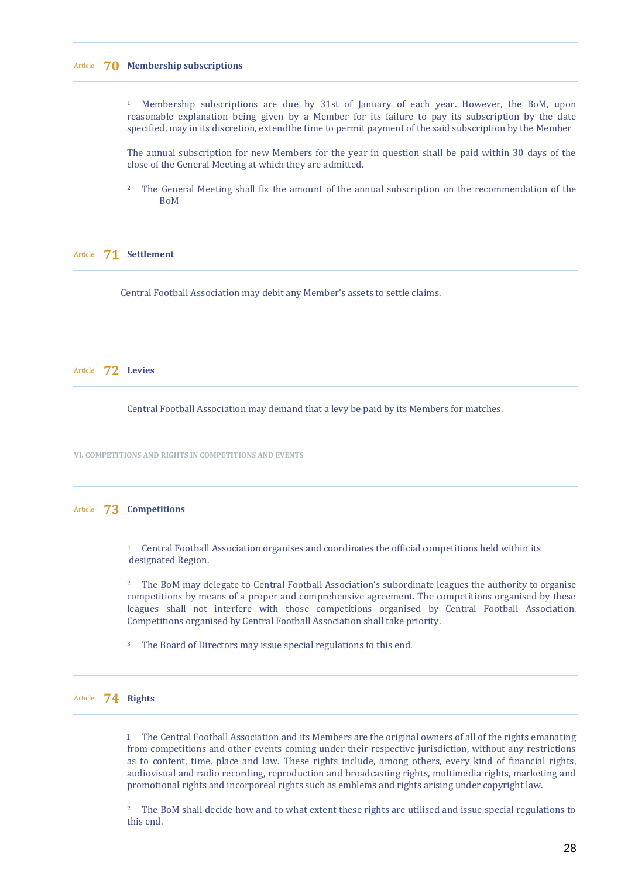## Article 70 Membership subscriptions

1 Membership subscriptions are due by 31st of January of each year. However, the BoM, upon reasonable explanation being given by a Member for its failure to pay its subscription by the date specified, may in its discretion, extendthe time to permit payment of the said subscription by the Member

The annual subscription for new Members for the year in question shall be paid within 30 days of the close of the General Meeting at which they are admitted.

2 The General Meeting shall fix the amount of the annual subscription on the recommendation of the BoM

## Article 71 Settlement

Central Football Association may debit any Member's assets to settle claims.

## Article 72 Levies

Central Football Association may demand that a levy be paid by its Members for matches.

# VI. COMPETITIONS AND RIGHTS IN COMPETITIONS AND EVENTS

## Article 73 Competitions

1 Central Football Association organises and coordinates the official competitions held within its designated Region.

2 The BoM may delegate to Central Football Association's subordinate leagues the authority to organise competitions by means of a proper and comprehensive agreement. The competitions organised by these leagues shall not interfere with those competitions organised by Central Football Association. Competitions organised by Central Football Association shall take priority.

3 The Board of Directors may issue special regulations to this end.

## Article 74 Rights

1 The Central Football Association and its Members are the original owners of all of the rights emanating from competitions and other events coming under their respective jurisdiction, without any restrictions as to content, time, place and law. These rights include, among others, every kind of financial rights, audiovisual and radio recording, reproduction and broadcasting rights, multimedia rights, marketing and promotional rights and incorporeal rights such as emblems and rights arising under copyright law.

2 The BoM shall decide how and to what extent these rights are utilised and issue special regulations to this end.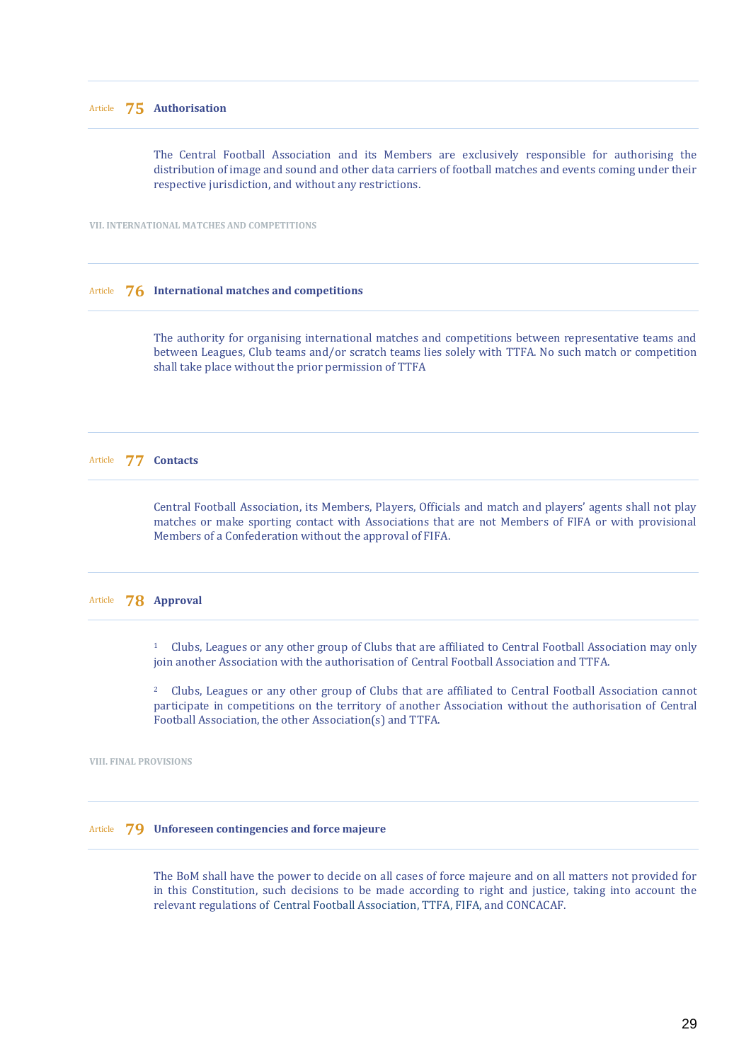## Article 75 Authorisation

The Central Football Association and its Members are exclusively responsible for authorising the distribution of image and sound and other data carriers of football matches and events coming under their respective jurisdiction, and without any restrictions.

# VII. INTERNATIONAL MATCHES AND COMPETITIONS

## Article 76 International matches and competitions

The authority for organising international matches and competitions between representative teams and between Leagues, Club teams and/or scratch teams lies solely with TTFA. No such match or competition shall take place without the prior permission of TTFA

## Article 77 Contacts

Central Football Association, its Members, Players, Officials and match and players' agents shall not play matches or make sporting contact with Associations that are not Members of FIFA or with provisional Members of a Confederation without the approval of FIFA.

## Article 78 Approval

1 Clubs, Leagues or any other group of Clubs that are affiliated to Central Football Association may only join another Association with the authorisation of Central Football Association and TTFA.

2 Clubs, Leagues or any other group of Clubs that are affiliated to Central Football Association cannot participate in competitions on the territory of another Association without the authorisation of Central Football Association, the other Association(s) and TTFA.

# VIII. FINAL PROVISIONS

## Article 79 Unforeseen contingencies and force majeure

The BoM shall have the power to decide on all cases of force majeure and on all matters not provided for in this Constitution, such decisions to be made according to right and justice, taking into account the relevant regulations of Central Football Association, TTFA, FIFA, and CONCACAF.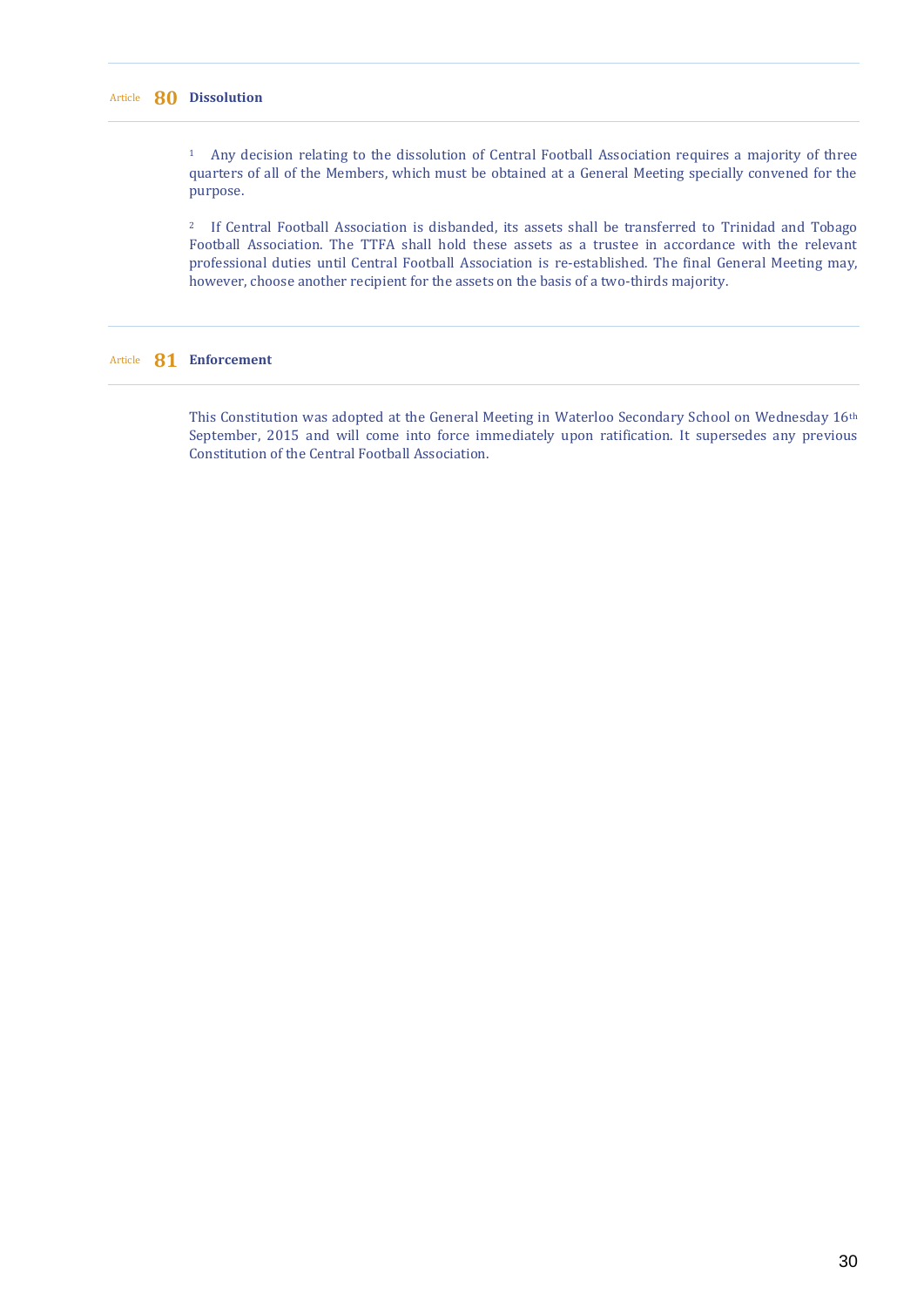## Article 80 Dissolution

1 Any decision relating to the dissolution of Central Football Association requires a majority of three quarters of all of the Members, which must be obtained at a General Meeting specially convened for the purpose.

2 If Central Football Association is disbanded, its assets shall be transferred to Trinidad and Tobago Football Association. The TTFA shall hold these assets as a trustee in accordance with the relevant professional duties until Central Football Association is re-established. The final General Meeting may, however, choose another recipient for the assets on the basis of a two-thirds majority.

## Article 81 Enforcement

This Constitution was adopted at the General Meeting in Waterloo Secondary School on Wednesday 16th September, 2015 and will come into force immediately upon ratification. It supersedes any previous Constitution of the Central Football Association.